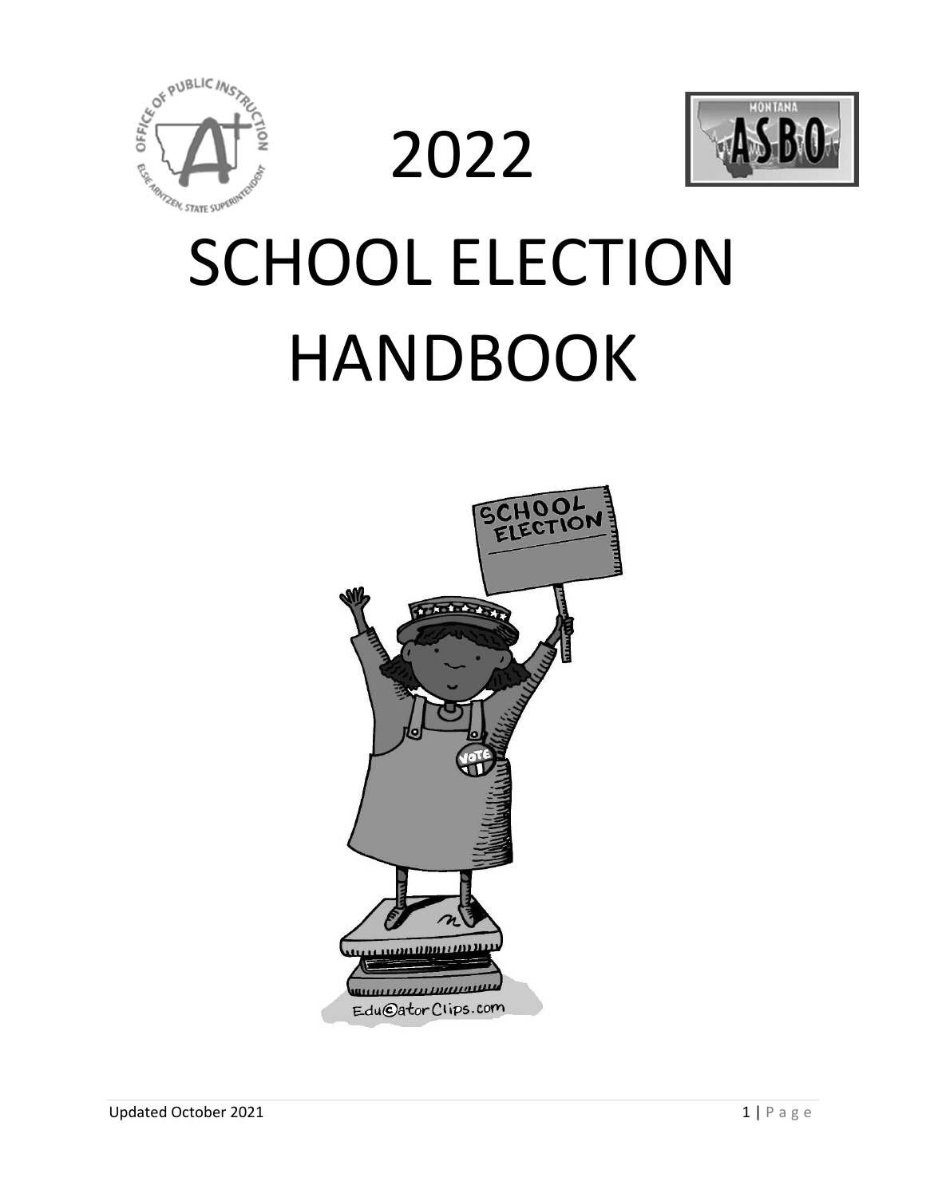# 2022

# SCHOOL ELECTION HANDBOOK

Updated October 2021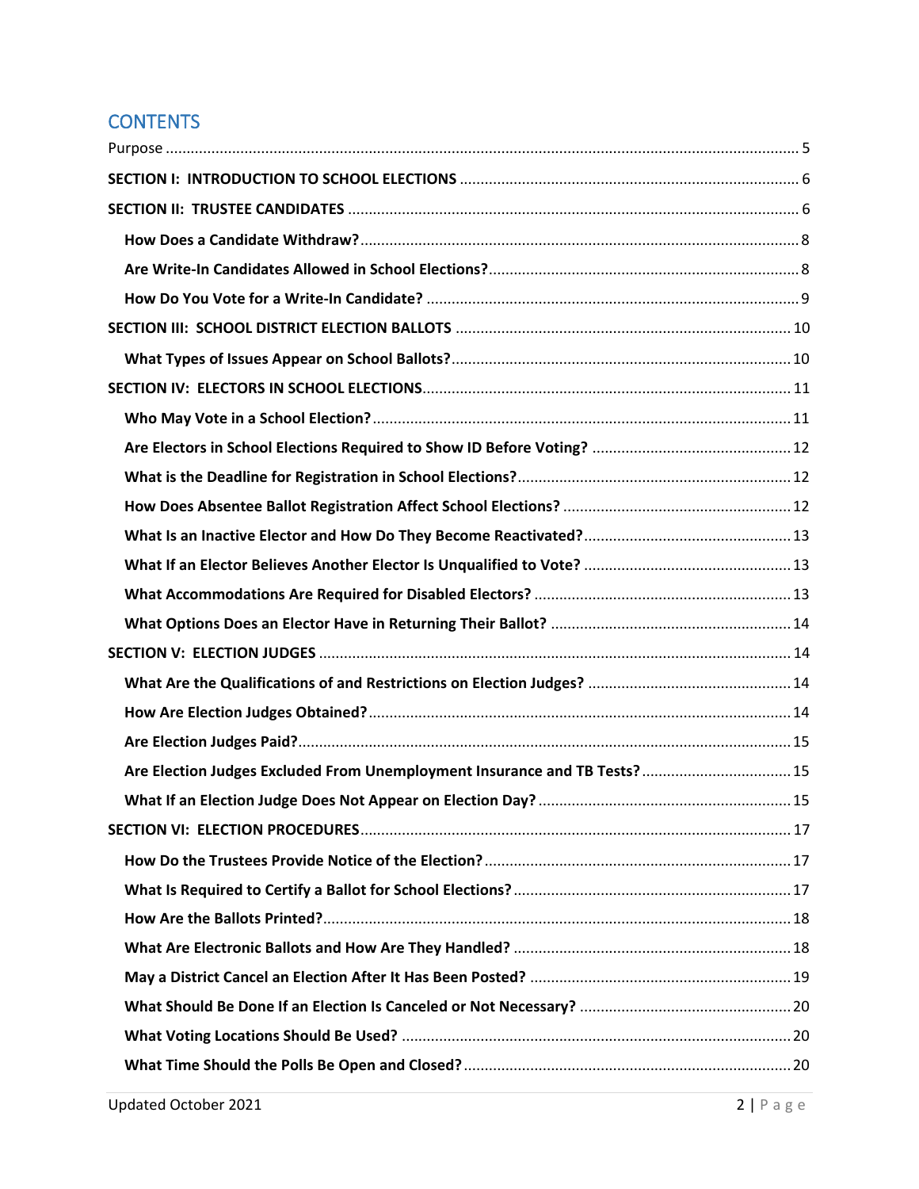## CONTENTS

Purpose ........................................................................ 5

**SECTION I: INTRODUCTION TO SCHOOL ELECTIONS** ........................................................................ 6

**SECTION II: TRUSTEE CANDIDATES** ........................................................................ 6

- **How Does a Candidate Withdraw?** ........................................................................ 8
- **Are Write-In Candidates Allowed in School Elections?** ........................................................................ 8
- **How Do You Vote for a Write-In Candidate?** ........................................................................ 9

**SECTION III: SCHOOL DISTRICT ELECTION BALLOTS** ........................................................................ 10

- **What Types of Issues Appear on School Ballots?** ........................................................................ 10

**SECTION IV: ELECTORS IN SCHOOL ELECTIONS** ........................................................................ 11

- **Who May Vote in a School Election?** ........................................................................ 11
- **Are Electors in School Elections Required to Show ID Before Voting?** ........................................................................ 12
- **What is the Deadline for Registration in School Elections?** ........................................................................ 12
- **How Does Absentee Ballot Registration Affect School Elections?** ........................................................................ 12
- **What Is an Inactive Elector and How Do They Become Reactivated?** ........................................................................ 13
- **What If an Elector Believes Another Elector Is Unqualified to Vote?** ........................................................................ 13
- **What Accommodations Are Required for Disabled Electors?** ........................................................................ 13
- **What Options Does an Elector Have in Returning Their Ballot?** ........................................................................ 14

**SECTION V: ELECTION JUDGES** ........................................................................ 14

- **What Are the Qualifications of and Restrictions on Election Judges?** ........................................................................ 14
- **How Are Election Judges Obtained?** ........................................................................ 14
- **Are Election Judges Paid?** ........................................................................ 15
- **Are Election Judges Excluded From Unemployment Insurance and TB Tests?** ........................................................................ 15
- **What If an Election Judge Does Not Appear on Election Day?** ........................................................................ 15

**SECTION VI: ELECTION PROCEDURES** ........................................................................ 17

- **How Do the Trustees Provide Notice of the Election?** ........................................................................ 17
- **What Is Required to Certify a Ballot for School Elections?** ........................................................................ 17
- **How Are the Ballots Printed?** ........................................................................ 18
- **What Are Electronic Ballots and How Are They Handled?** ........................................................................ 18
- **May a District Cancel an Election After It Has Been Posted?** ........................................................................ 19
- **What Should Be Done If an Election Is Canceled or Not Necessary?** ........................................................................ 20
- **What Voting Locations Should Be Used?** ........................................................................ 20
- **What Time Should the Polls Be Open and Closed?** ........................................................................ 20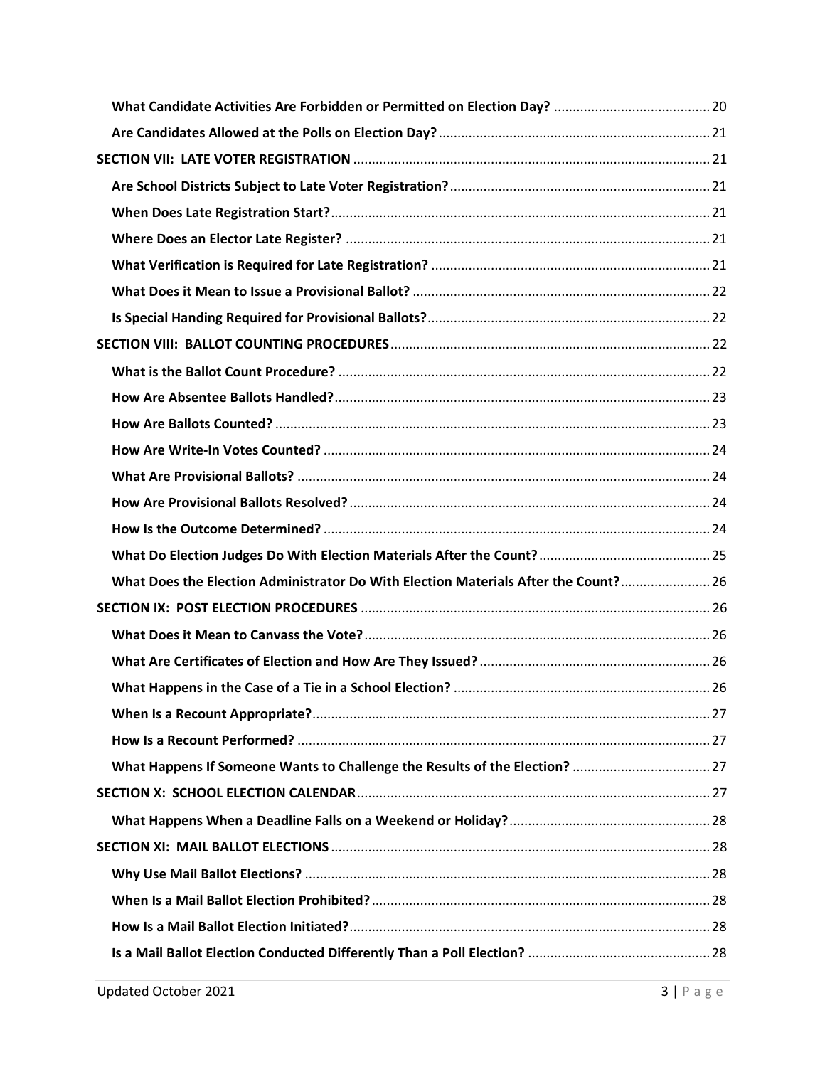**What Candidate Activities Are Forbidden or Permitted on Election Day?** .......... 20

**Are Candidates Allowed at the Polls on Election Day?** .......... 21

**SECTION VII: LATE VOTER REGISTRATION** .......... 21

**Are School Districts Subject to Late Voter Registration?** .......... 21

**When Does Late Registration Start?** .......... 21

**Where Does an Elector Late Register?** .......... 21

**What Verification is Required for Late Registration?** .......... 21

**What Does it Mean to Issue a Provisional Ballot?** .......... 22

**Is Special Handing Required for Provisional Ballots?** .......... 22

**SECTION VIII: BALLOT COUNTING PROCEDURES** .......... 22

**What is the Ballot Count Procedure?** .......... 22

**How Are Absentee Ballots Handled?** .......... 23

**How Are Ballots Counted?** .......... 23

**How Are Write-In Votes Counted?** .......... 24

**What Are Provisional Ballots?** .......... 24

**How Are Provisional Ballots Resolved?** .......... 24

**How Is the Outcome Determined?** .......... 24

**What Do Election Judges Do With Election Materials After the Count?** .......... 25

**What Does the Election Administrator Do With Election Materials After the Count?** .......... 26

**SECTION IX: POST ELECTION PROCEDURES** .......... 26

**What Does it Mean to Canvass the Vote?** .......... 26

**What Are Certificates of Election and How Are They Issued?** .......... 26

**What Happens in the Case of a Tie in a School Election?** .......... 26

**When Is a Recount Appropriate?** .......... 27

**How Is a Recount Performed?** .......... 27

**What Happens If Someone Wants to Challenge the Results of the Election?** .......... 27

**SECTION X: SCHOOL ELECTION CALENDAR** .......... 27

**What Happens When a Deadline Falls on a Weekend or Holiday?** .......... 28

**SECTION XI: MAIL BALLOT ELECTIONS** .......... 28

**Why Use Mail Ballot Elections?** .......... 28

**When Is a Mail Ballot Election Prohibited?** .......... 28

**How Is a Mail Ballot Election Initiated?** .......... 28

**Is a Mail Ballot Election Conducted Differently Than a Poll Election?** .......... 28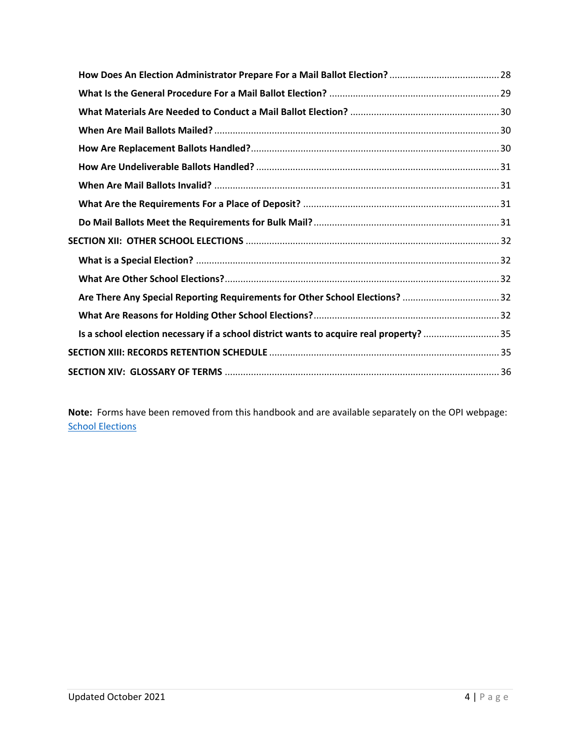**How Does An Election Administrator Prepare For a Mail Ballot Election?** .......... 28

**What Is the General Procedure For a Mail Ballot Election?** .......... 29

**What Materials Are Needed to Conduct a Mail Ballot Election?** .......... 30

**When Are Mail Ballots Mailed?** .......... 30

**How Are Replacement Ballots Handled?** .......... 30

**How Are Undeliverable Ballots Handled?** .......... 31

**When Are Mail Ballots Invalid?** .......... 31

**What Are the Requirements For a Place of Deposit?** .......... 31

**Do Mail Ballots Meet the Requirements for Bulk Mail?** .......... 31

**SECTION XII: OTHER SCHOOL ELECTIONS** .......... 32

**What is a Special Election?** .......... 32

**What Are Other School Elections?** .......... 32

**Are There Any Special Reporting Requirements for Other School Elections?** .......... 32

**What Are Reasons for Holding Other School Elections?** .......... 32

**Is a school election necessary if a school district wants to acquire real property?** .......... 35

**SECTION XIII: RECORDS RETENTION SCHEDULE** .......... 35

**SECTION XIV: GLOSSARY OF TERMS** .......... 36

**Note:** Forms have been removed from this handbook and are available separately on the OPI webpage: School Elections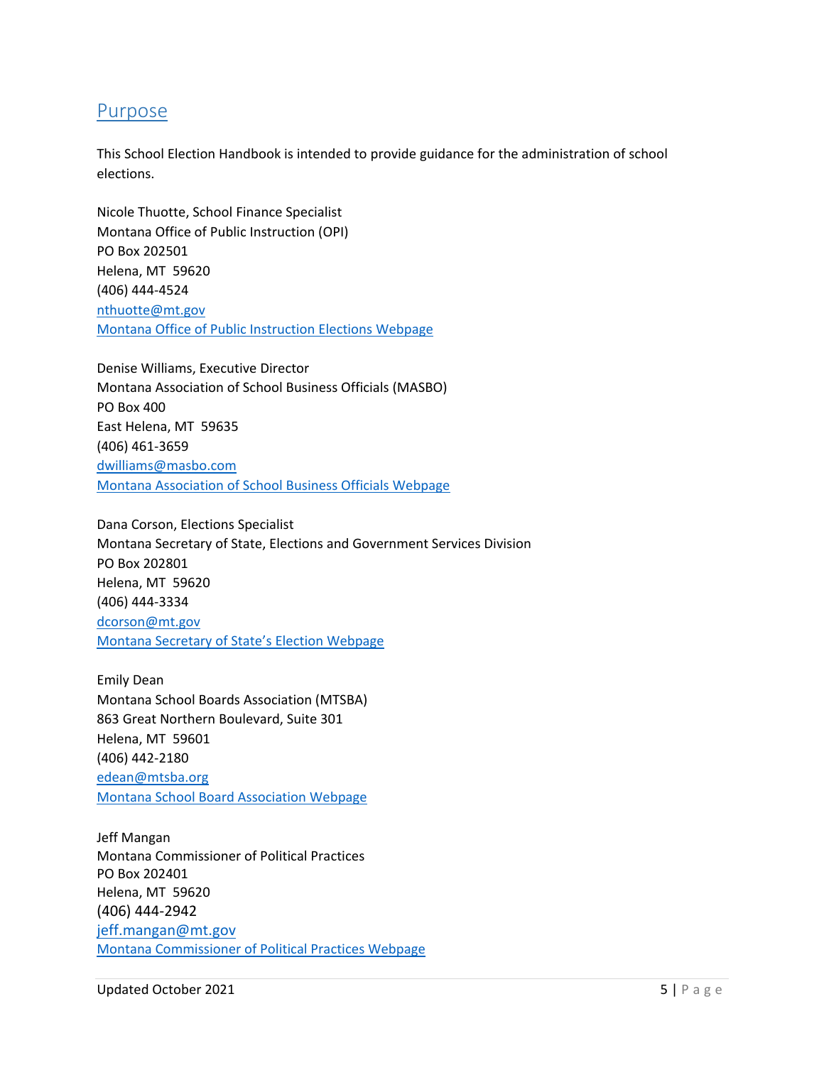## Purpose

This School Election Handbook is intended to provide guidance for the administration of school elections.

Nicole Thuotte, School Finance Specialist
Montana Office of Public Instruction (OPI)
PO Box 202501
Helena, MT 59620
(406) 444-4524
nthuotte@mt.gov
Montana Office of Public Instruction Elections Webpage

Denise Williams, Executive Director
Montana Association of School Business Officials (MASBO)
PO Box 400
East Helena, MT 59635
(406) 461-3659
dwilliams@masbo.com
Montana Association of School Business Officials Webpage

Dana Corson, Elections Specialist
Montana Secretary of State, Elections and Government Services Division
PO Box 202801
Helena, MT 59620
(406) 444-3334
dcorson@mt.gov
Montana Secretary of State's Election Webpage

Emily Dean
Montana School Boards Association (MTSBA)
863 Great Northern Boulevard, Suite 301
Helena, MT 59601
(406) 442-2180
edean@mtsba.org
Montana School Board Association Webpage

Jeff Mangan
Montana Commissioner of Political Practices
PO Box 202401
Helena, MT 59620
(406) 444-2942
jeff.mangan@mt.gov
Montana Commissioner of Political Practices Webpage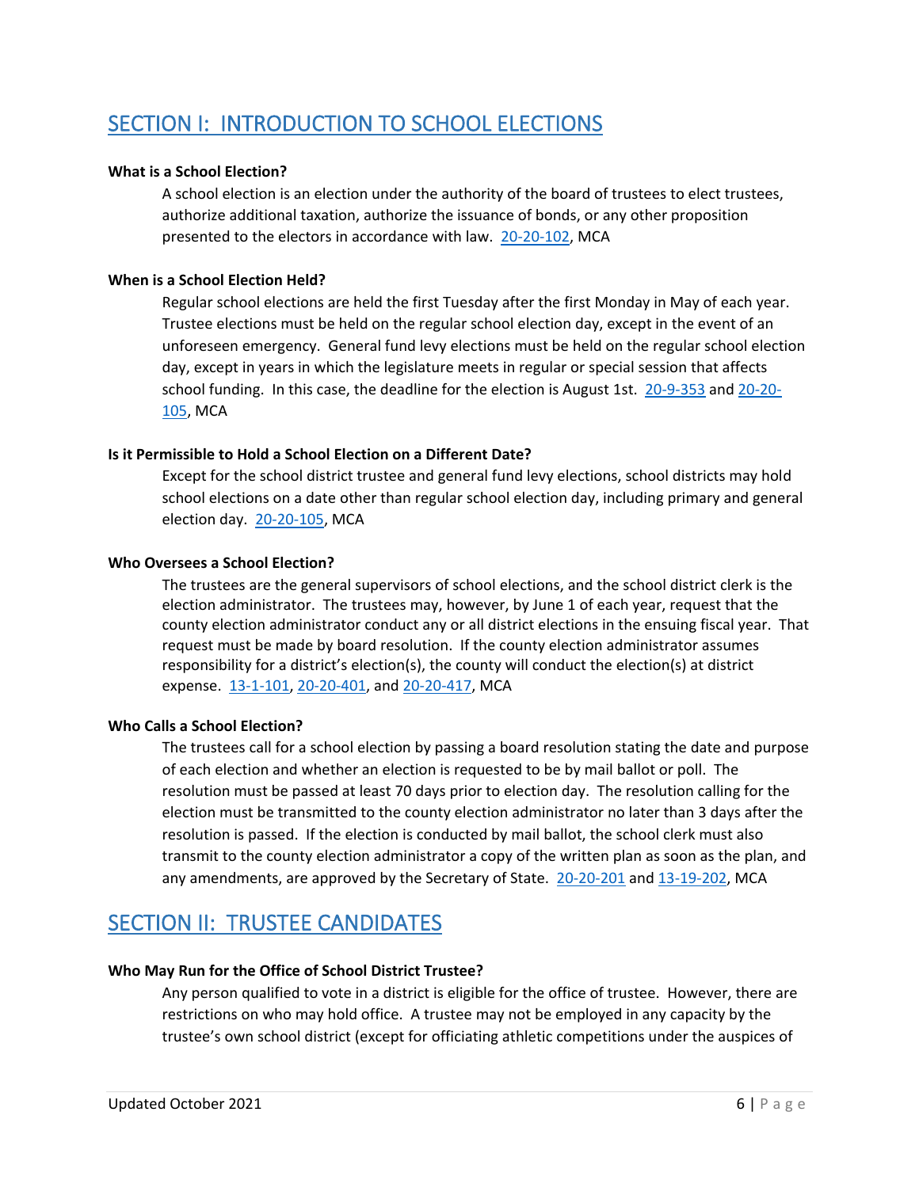## SECTION I: INTRODUCTION TO SCHOOL ELECTIONS

**What is a School Election?**

A school election is an election under the authority of the board of trustees to elect trustees, authorize additional taxation, authorize the issuance of bonds, or any other proposition presented to the electors in accordance with law. 20-20-102, MCA

**When is a School Election Held?**

Regular school elections are held the first Tuesday after the first Monday in May of each year. Trustee elections must be held on the regular school election day, except in the event of an unforeseen emergency. General fund levy elections must be held on the regular school election day, except in years in which the legislature meets in regular or special session that affects school funding. In this case, the deadline for the election is August 1st. 20-9-353 and 20-20-105, MCA

**Is it Permissible to Hold a School Election on a Different Date?**

Except for the school district trustee and general fund levy elections, school districts may hold school elections on a date other than regular school election day, including primary and general election day. 20-20-105, MCA

**Who Oversees a School Election?**

The trustees are the general supervisors of school elections, and the school district clerk is the election administrator. The trustees may, however, by June 1 of each year, request that the county election administrator conduct any or all district elections in the ensuing fiscal year. That request must be made by board resolution. If the county election administrator assumes responsibility for a district's election(s), the county will conduct the election(s) at district expense. 13-1-101, 20-20-401, and 20-20-417, MCA

**Who Calls a School Election?**

The trustees call for a school election by passing a board resolution stating the date and purpose of each election and whether an election is requested to be by mail ballot or poll. The resolution must be passed at least 70 days prior to election day. The resolution calling for the election must be transmitted to the county election administrator no later than 3 days after the resolution is passed. If the election is conducted by mail ballot, the school clerk must also transmit to the county election administrator a copy of the written plan as soon as the plan, and any amendments, are approved by the Secretary of State. 20-20-201 and 13-19-202, MCA

## SECTION II: TRUSTEE CANDIDATES

**Who May Run for the Office of School District Trustee?**

Any person qualified to vote in a district is eligible for the office of trustee. However, there are restrictions on who may hold office. A trustee may not be employed in any capacity by the trustee's own school district (except for officiating athletic competitions under the auspices of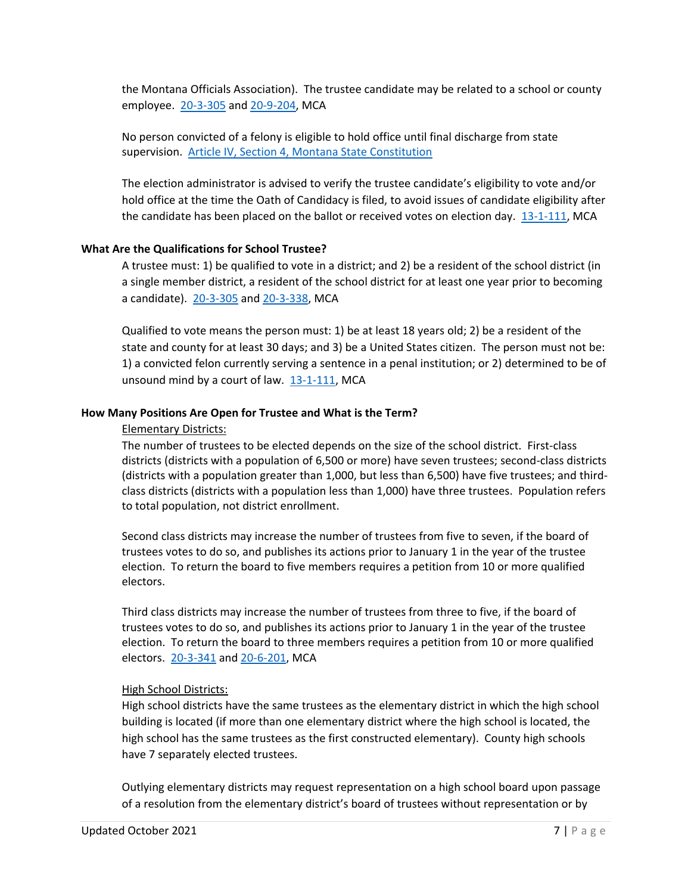the Montana Officials Association). The trustee candidate may be related to a school or county employee. [20-3-305](#) and [20-9-204](#), MCA

No person convicted of a felony is eligible to hold office until final discharge from state supervision. [Article IV, Section 4, Montana State Constitution](#)

The election administrator is advised to verify the trustee candidate's eligibility to vote and/or hold office at the time the Oath of Candidacy is filed, to avoid issues of candidate eligibility after the candidate has been placed on the ballot or received votes on election day. [13-1-111](#), MCA

### What Are the Qualifications for School Trustee?

A trustee must: 1) be qualified to vote in a district; and 2) be a resident of the school district (in a single member district, a resident of the school district for at least one year prior to becoming a candidate). [20-3-305](#) and [20-3-338](#), MCA

Qualified to vote means the person must: 1) be at least 18 years old; 2) be a resident of the state and county for at least 30 days; and 3) be a United States citizen. The person must not be: 1) a convicted felon currently serving a sentence in a penal institution; or 2) determined to be of unsound mind by a court of law. [13-1-111](#), MCA

### How Many Positions Are Open for Trustee and What is the Term?

<u>Elementary Districts:</u>

The number of trustees to be elected depends on the size of the school district. First-class districts (districts with a population of 6,500 or more) have seven trustees; second-class districts (districts with a population greater than 1,000, but less than 6,500) have five trustees; and third-class districts (districts with a population less than 1,000) have three trustees. Population refers to total population, not district enrollment.

Second class districts may increase the number of trustees from five to seven, if the board of trustees votes to do so, and publishes its actions prior to January 1 in the year of the trustee election. To return the board to five members requires a petition from 10 or more qualified electors.

Third class districts may increase the number of trustees from three to five, if the board of trustees votes to do so, and publishes its actions prior to January 1 in the year of the trustee election. To return the board to three members requires a petition from 10 or more qualified electors. [20-3-341](#) and [20-6-201](#), MCA

<u>High School Districts:</u>

High school districts have the same trustees as the elementary district in which the high school building is located (if more than one elementary district where the high school is located, the high school has the same trustees as the first constructed elementary). County high schools have 7 separately elected trustees.

Outlying elementary districts may request representation on a high school board upon passage of a resolution from the elementary district's board of trustees without representation or by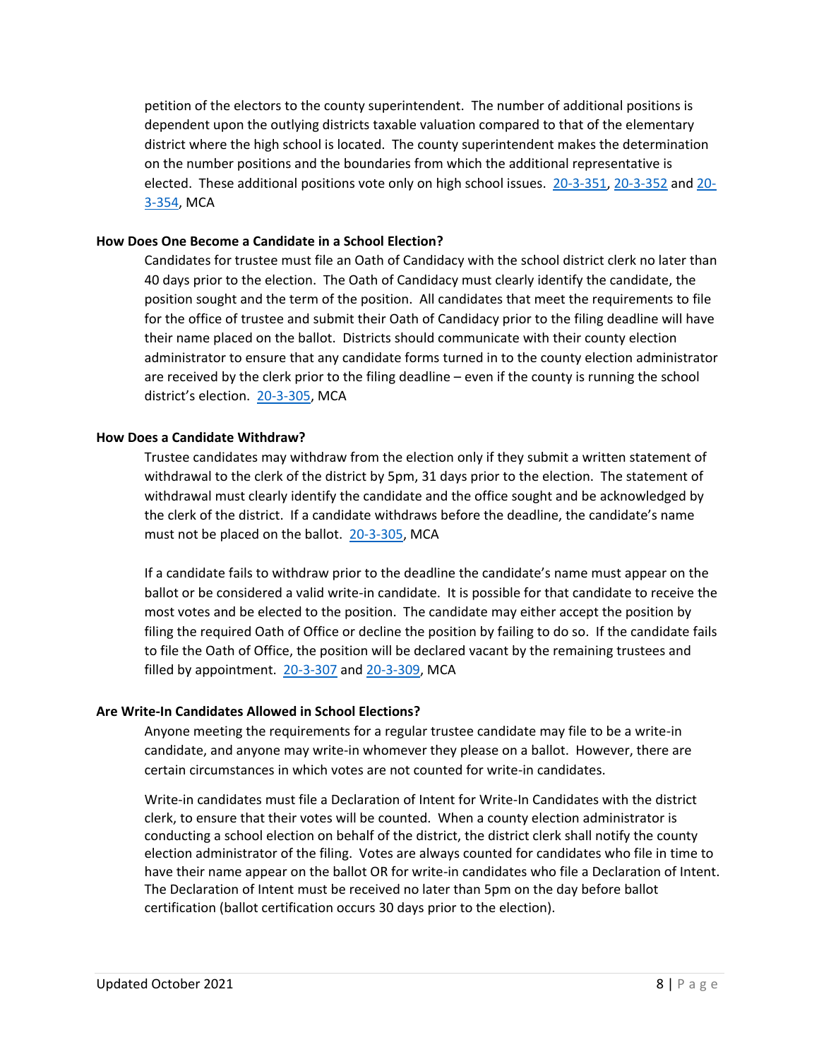petition of the electors to the county superintendent. The number of additional positions is dependent upon the outlying districts taxable valuation compared to that of the elementary district where the high school is located. The county superintendent makes the determination on the number positions and the boundaries from which the additional representative is elected. These additional positions vote only on high school issues. 20-3-351, 20-3-352 and 20-3-354, MCA

**How Does One Become a Candidate in a School Election?**

Candidates for trustee must file an Oath of Candidacy with the school district clerk no later than 40 days prior to the election. The Oath of Candidacy must clearly identify the candidate, the position sought and the term of the position. All candidates that meet the requirements to file for the office of trustee and submit their Oath of Candidacy prior to the filing deadline will have their name placed on the ballot. Districts should communicate with their county election administrator to ensure that any candidate forms turned in to the county election administrator are received by the clerk prior to the filing deadline – even if the county is running the school district's election. 20-3-305, MCA

**How Does a Candidate Withdraw?**

Trustee candidates may withdraw from the election only if they submit a written statement of withdrawal to the clerk of the district by 5pm, 31 days prior to the election. The statement of withdrawal must clearly identify the candidate and the office sought and be acknowledged by the clerk of the district. If a candidate withdraws before the deadline, the candidate's name must not be placed on the ballot. 20-3-305, MCA

If a candidate fails to withdraw prior to the deadline the candidate's name must appear on the ballot or be considered a valid write-in candidate. It is possible for that candidate to receive the most votes and be elected to the position. The candidate may either accept the position by filing the required Oath of Office or decline the position by failing to do so. If the candidate fails to file the Oath of Office, the position will be declared vacant by the remaining trustees and filled by appointment. 20-3-307 and 20-3-309, MCA

**Are Write-In Candidates Allowed in School Elections?**

Anyone meeting the requirements for a regular trustee candidate may file to be a write-in candidate, and anyone may write-in whomever they please on a ballot. However, there are certain circumstances in which votes are not counted for write-in candidates.

Write-in candidates must file a Declaration of Intent for Write-In Candidates with the district clerk, to ensure that their votes will be counted. When a county election administrator is conducting a school election on behalf of the district, the district clerk shall notify the county election administrator of the filing. Votes are always counted for candidates who file in time to have their name appear on the ballot OR for write-in candidates who file a Declaration of Intent. The Declaration of Intent must be received no later than 5pm on the day before ballot certification (ballot certification occurs 30 days prior to the election).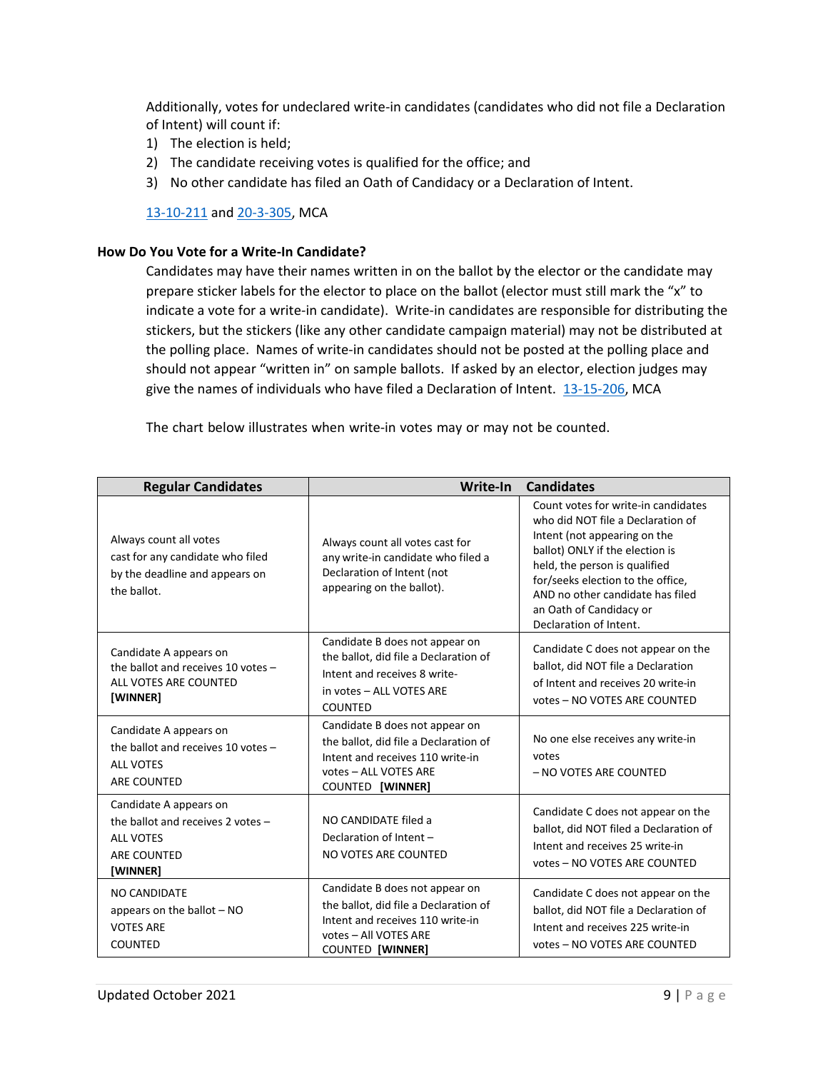Additionally, votes for undeclared write-in candidates (candidates who did not file a Declaration of Intent) will count if:

1) The election is held;
2) The candidate receiving votes is qualified for the office; and
3) No other candidate has filed an Oath of Candidacy or a Declaration of Intent.

13-10-211 and 20-3-305, MCA

### How Do You Vote for a Write-In Candidate?

Candidates may have their names written in on the ballot by the elector or the candidate may prepare sticker labels for the elector to place on the ballot (elector must still mark the "x" to indicate a vote for a write-in candidate). Write-in candidates are responsible for distributing the stickers, but the stickers (like any other candidate campaign material) may not be distributed at the polling place. Names of write-in candidates should not be posted at the polling place and should not appear "written in" on sample ballots. If asked by an elector, election judges may give the names of individuals who have filed a Declaration of Intent. 13-15-206, MCA

The chart below illustrates when write-in votes may or may not be counted.

| Regular Candidates | Write-In Candidates | |
|---|---|---|
| Always count all votes cast for any candidate who filed by the deadline and appears on the ballot. | Always count all votes cast for any write-in candidate who filed a Declaration of Intent (not appearing on the ballot). | Count votes for write-in candidates who did NOT file a Declaration of Intent (not appearing on the ballot) ONLY if the election is held, the person is qualified for/seeks election to the office, AND no other candidate has filed an Oath of Candidacy or Declaration of Intent. |
| Candidate A appears on the ballot and receives 10 votes – ALL VOTES ARE COUNTED **[WINNER]** | Candidate B does not appear on the ballot, did file a Declaration of Intent and receives 8 write-in votes – ALL VOTES ARE COUNTED | Candidate C does not appear on the ballot, did NOT file a Declaration of Intent and receives 20 write-in votes – NO VOTES ARE COUNTED |
| Candidate A appears on the ballot and receives 10 votes – ALL VOTES ARE COUNTED | Candidate B does not appear on the ballot, did file a Declaration of Intent and receives 110 write-in votes – ALL VOTES ARE COUNTED **[WINNER]** | No one else receives any write-in votes – NO VOTES ARE COUNTED |
| Candidate A appears on the ballot and receives 2 votes – ALL VOTES ARE COUNTED **[WINNER]** | NO CANDIDATE filed a Declaration of Intent – NO VOTES ARE COUNTED | Candidate C does not appear on the ballot, did NOT filed a Declaration of Intent and receives 25 write-in votes – NO VOTES ARE COUNTED |
| NO CANDIDATE appears on the ballot – NO VOTES ARE COUNTED | Candidate B does not appear on the ballot, did file a Declaration of Intent and receives 110 write-in votes – All VOTES ARE COUNTED **[WINNER]** | Candidate C does not appear on the ballot, did NOT file a Declaration of Intent and receives 225 write-in votes – NO VOTES ARE COUNTED |

Updated October 2021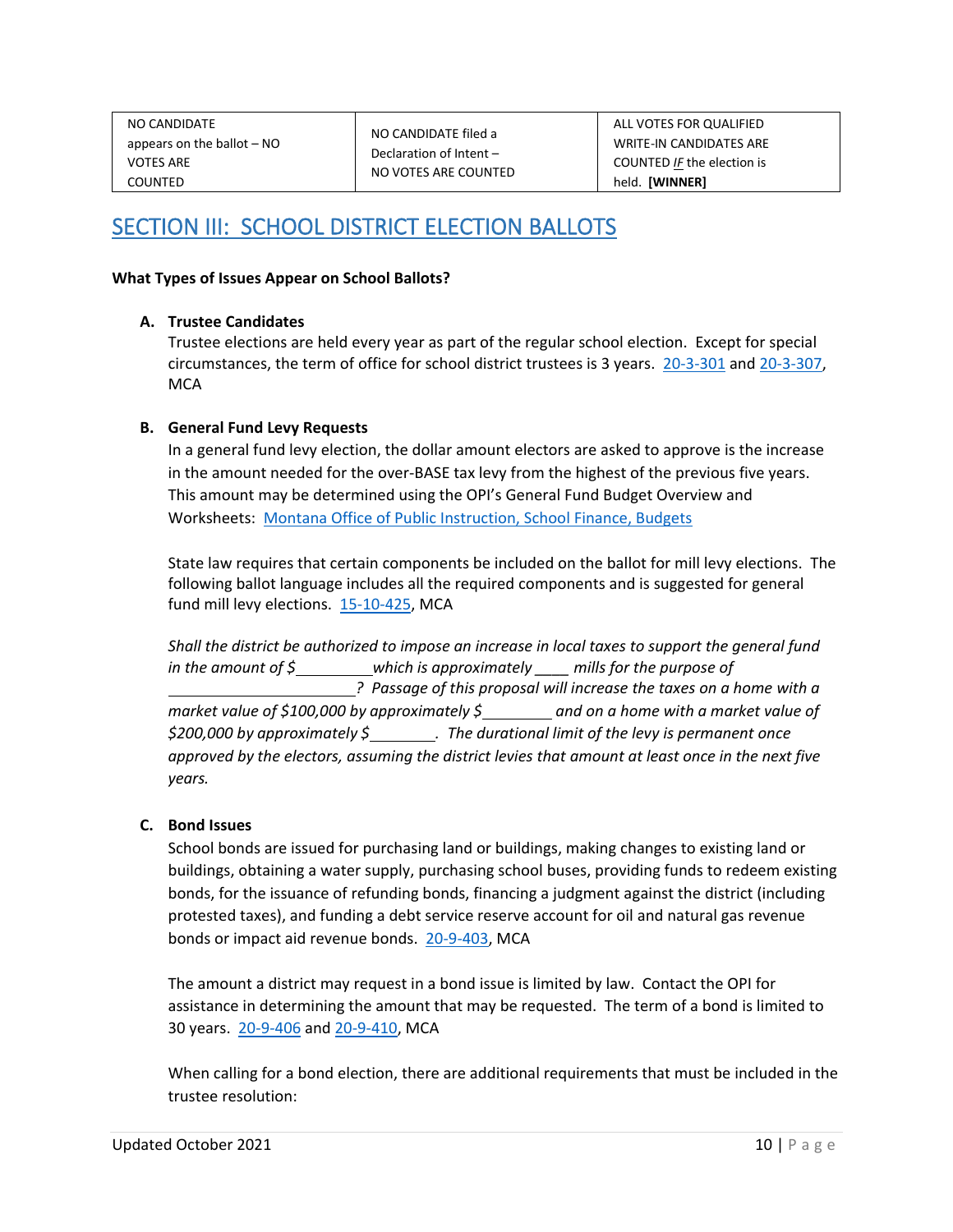| NO CANDIDATE appears on the ballot – NO VOTES ARE COUNTED | NO CANDIDATE filed a Declaration of Intent – NO VOTES ARE COUNTED | ALL VOTES FOR QUALIFIED WRITE-IN CANDIDATES ARE COUNTED *IF* the election is held. **[WINNER]** |
|---|---|---|

## SECTION III: SCHOOL DISTRICT ELECTION BALLOTS

**What Types of Issues Appear on School Ballots?**

**A. Trustee Candidates**

Trustee elections are held every year as part of the regular school election. Except for special circumstances, the term of office for school district trustees is 3 years. 20-3-301 and 20-3-307, MCA

**B. General Fund Levy Requests**

In a general fund levy election, the dollar amount electors are asked to approve is the increase in the amount needed for the over-BASE tax levy from the highest of the previous five years. This amount may be determined using the OPI's General Fund Budget Overview and Worksheets: Montana Office of Public Instruction, School Finance, Budgets

State law requires that certain components be included on the ballot for mill levy elections. The following ballot language includes all the required components and is suggested for general fund mill levy elections. 15-10-425, MCA

*Shall the district be authorized to impose an increase in local taxes to support the general fund in the amount of $\_\_\_\_\_\_\_\_\_ which is approximately \_\_\_\_ mills for the purpose of \_\_\_\_\_\_\_\_\_\_\_\_\_\_\_\_\_\_\_\_\_\_? Passage of this proposal will increase the taxes on a home with a market value of $100,000 by approximately $\_\_\_\_\_\_\_\_ and on a home with a market value of $200,000 by approximately $\_\_\_\_\_\_\_\_. The durational limit of the levy is permanent once approved by the electors, assuming the district levies that amount at least once in the next five years.*

**C. Bond Issues**

School bonds are issued for purchasing land or buildings, making changes to existing land or buildings, obtaining a water supply, purchasing school buses, providing funds to redeem existing bonds, for the issuance of refunding bonds, financing a judgment against the district (including protested taxes), and funding a debt service reserve account for oil and natural gas revenue bonds or impact aid revenue bonds. 20-9-403, MCA

The amount a district may request in a bond issue is limited by law. Contact the OPI for assistance in determining the amount that may be requested. The term of a bond is limited to 30 years. 20-9-406 and 20-9-410, MCA

When calling for a bond election, there are additional requirements that must be included in the trustee resolution: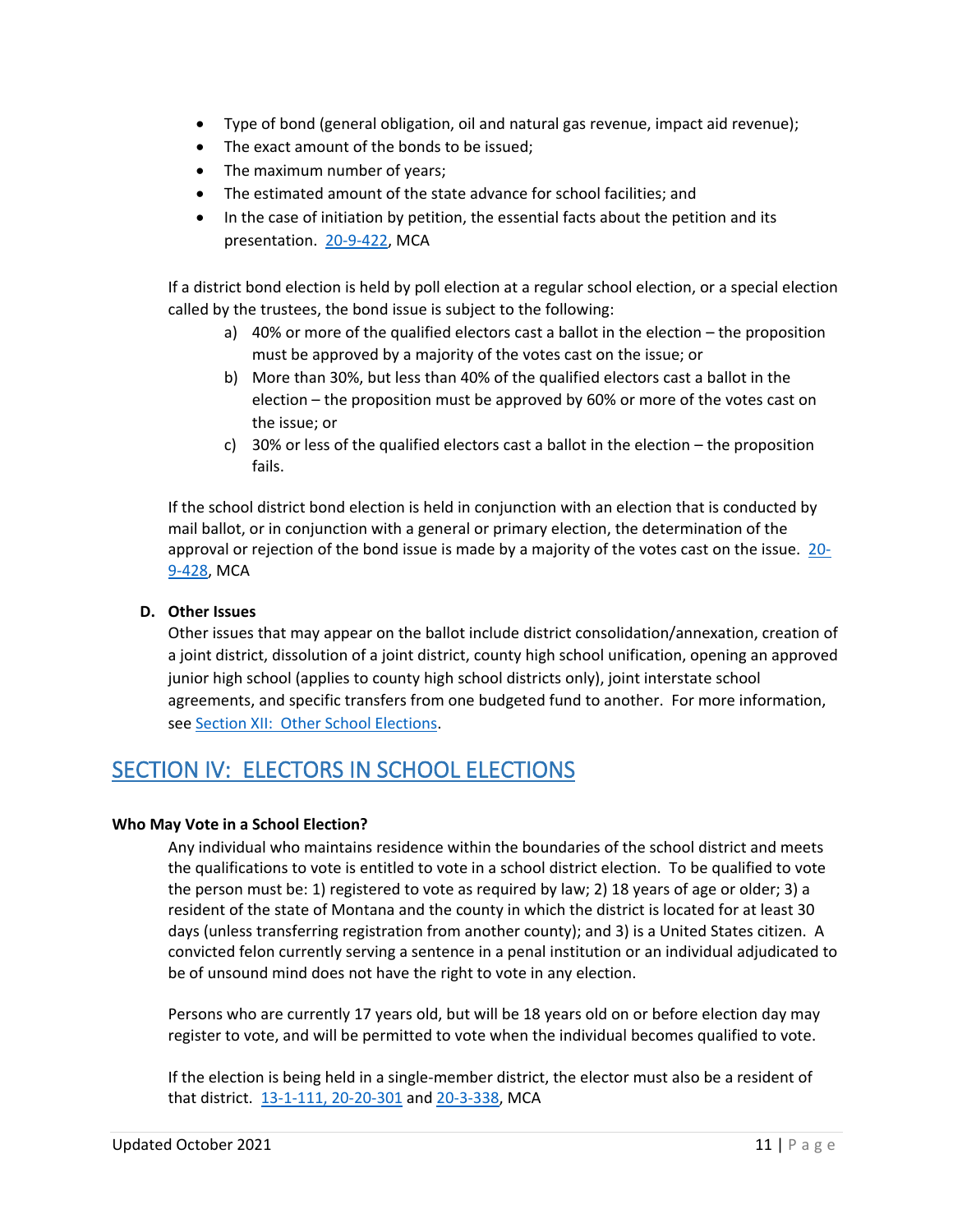- Type of bond (general obligation, oil and natural gas revenue, impact aid revenue);
- The exact amount of the bonds to be issued;
- The maximum number of years;
- The estimated amount of the state advance for school facilities; and
- In the case of initiation by petition, the essential facts about the petition and its presentation. 20-9-422, MCA

If a district bond election is held by poll election at a regular school election, or a special election called by the trustees, the bond issue is subject to the following:

a) 40% or more of the qualified electors cast a ballot in the election – the proposition must be approved by a majority of the votes cast on the issue; or
b) More than 30%, but less than 40% of the qualified electors cast a ballot in the election – the proposition must be approved by 60% or more of the votes cast on the issue; or
c) 30% or less of the qualified electors cast a ballot in the election – the proposition fails.

If the school district bond election is held in conjunction with an election that is conducted by mail ballot, or in conjunction with a general or primary election, the determination of the approval or rejection of the bond issue is made by a majority of the votes cast on the issue. 20-9-428, MCA

**D. Other Issues**

Other issues that may appear on the ballot include district consolidation/annexation, creation of a joint district, dissolution of a joint district, county high school unification, opening an approved junior high school (applies to county high school districts only), joint interstate school agreements, and specific transfers from one budgeted fund to another. For more information, see Section XII: Other School Elections.

## SECTION IV: ELECTORS IN SCHOOL ELECTIONS

**Who May Vote in a School Election?**

Any individual who maintains residence within the boundaries of the school district and meets the qualifications to vote is entitled to vote in a school district election. To be qualified to vote the person must be: 1) registered to vote as required by law; 2) 18 years of age or older; 3) a resident of the state of Montana and the county in which the district is located for at least 30 days (unless transferring registration from another county); and 3) is a United States citizen. A convicted felon currently serving a sentence in a penal institution or an individual adjudicated to be of unsound mind does not have the right to vote in any election.

Persons who are currently 17 years old, but will be 18 years old on or before election day may register to vote, and will be permitted to vote when the individual becomes qualified to vote.

If the election is being held in a single-member district, the elector must also be a resident of that district. 13-1-111, 20-20-301 and 20-3-338, MCA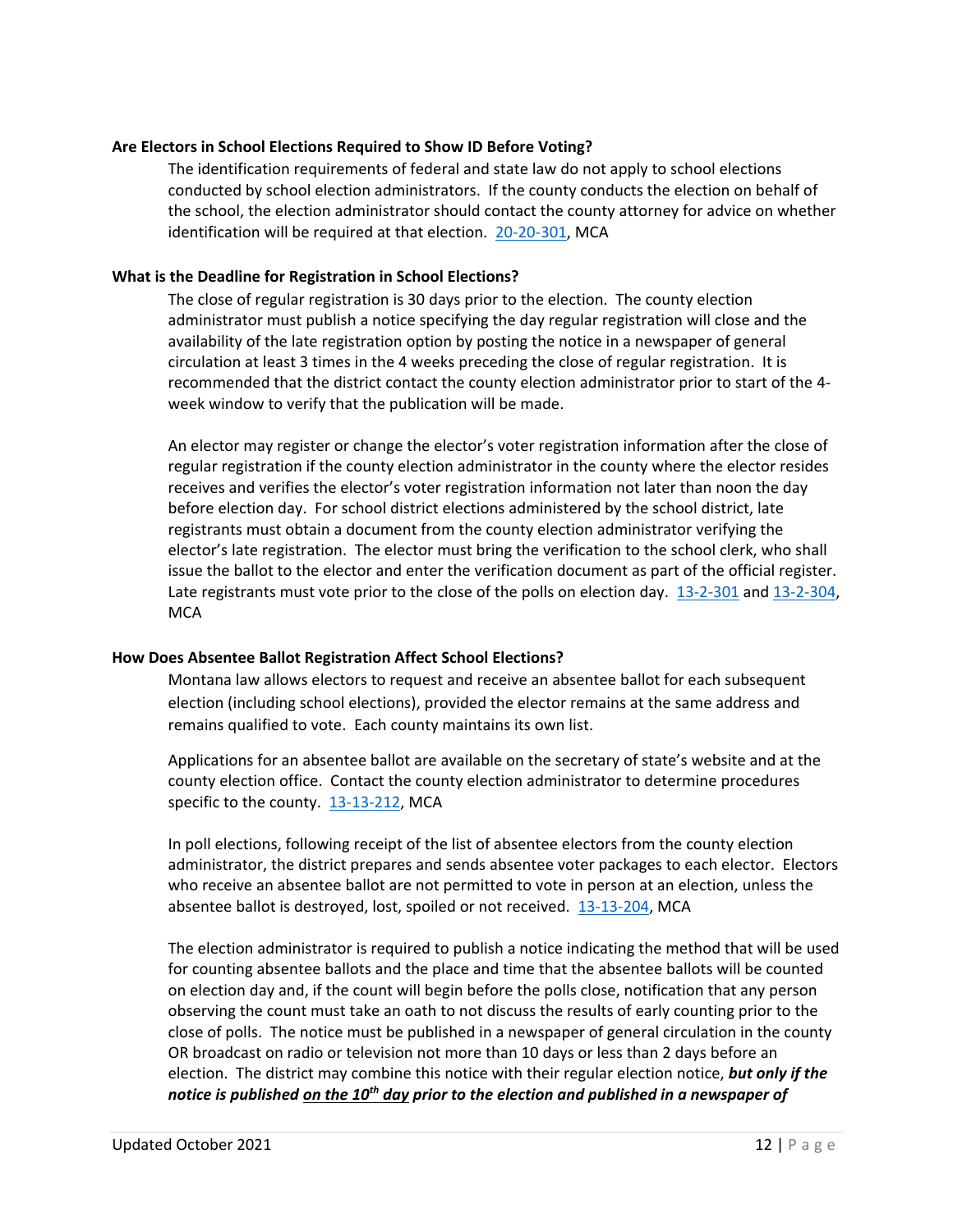### Are Electors in School Elections Required to Show ID Before Voting?

The identification requirements of federal and state law do not apply to school elections conducted by school election administrators. If the county conducts the election on behalf of the school, the election administrator should contact the county attorney for advice on whether identification will be required at that election. [20-20-301](), MCA

### What is the Deadline for Registration in School Elections?

The close of regular registration is 30 days prior to the election. The county election administrator must publish a notice specifying the day regular registration will close and the availability of the late registration option by posting the notice in a newspaper of general circulation at least 3 times in the 4 weeks preceding the close of regular registration. It is recommended that the district contact the county election administrator prior to start of the 4-week window to verify that the publication will be made.

An elector may register or change the elector's voter registration information after the close of regular registration if the county election administrator in the county where the elector resides receives and verifies the elector's voter registration information not later than noon the day before election day. For school district elections administered by the school district, late registrants must obtain a document from the county election administrator verifying the elector's late registration. The elector must bring the verification to the school clerk, who shall issue the ballot to the elector and enter the verification document as part of the official register. Late registrants must vote prior to the close of the polls on election day. 13-2-301 and 13-2-304, MCA

### How Does Absentee Ballot Registration Affect School Elections?

Montana law allows electors to request and receive an absentee ballot for each subsequent election (including school elections), provided the elector remains at the same address and remains qualified to vote. Each county maintains its own list.

Applications for an absentee ballot are available on the secretary of state's website and at the county election office. Contact the county election administrator to determine procedures specific to the county. 13-13-212, MCA

In poll elections, following receipt of the list of absentee electors from the county election administrator, the district prepares and sends absentee voter packages to each elector. Electors who receive an absentee ballot are not permitted to vote in person at an election, unless the absentee ballot is destroyed, lost, spoiled or not received. 13-13-204, MCA

The election administrator is required to publish a notice indicating the method that will be used for counting absentee ballots and the place and time that the absentee ballots will be counted on election day and, if the count will begin before the polls close, notification that any person observing the count must take an oath to not discuss the results of early counting prior to the close of polls. The notice must be published in a newspaper of general circulation in the county OR broadcast on radio or television not more than 10 days or less than 2 days before an election. The district may combine this notice with their regular election notice, ***but only if the notice is published <u>on the 10th day</u> prior to the election and published in a newspaper of***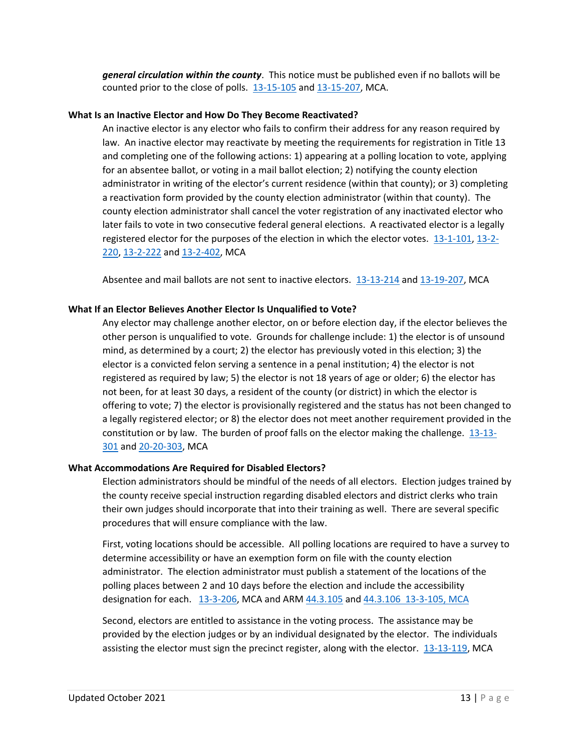***general circulation within the county***. This notice must be published even if no ballots will be counted prior to the close of polls. 13-15-105 and 13-15-207, MCA.

**What Is an Inactive Elector and How Do They Become Reactivated?**

An inactive elector is any elector who fails to confirm their address for any reason required by law. An inactive elector may reactivate by meeting the requirements for registration in Title 13 and completing one of the following actions: 1) appearing at a polling location to vote, applying for an absentee ballot, or voting in a mail ballot election; 2) notifying the county election administrator in writing of the elector's current residence (within that county); or 3) completing a reactivation form provided by the county election administrator (within that county). The county election administrator shall cancel the voter registration of any inactivated elector who later fails to vote in two consecutive federal general elections. A reactivated elector is a legally registered elector for the purposes of the election in which the elector votes. 13-1-101, 13-2-220, 13-2-222 and 13-2-402, MCA

Absentee and mail ballots are not sent to inactive electors. 13-13-214 and 13-19-207, MCA

**What If an Elector Believes Another Elector Is Unqualified to Vote?**

Any elector may challenge another elector, on or before election day, if the elector believes the other person is unqualified to vote. Grounds for challenge include: 1) the elector is of unsound mind, as determined by a court; 2) the elector has previously voted in this election; 3) the elector is a convicted felon serving a sentence in a penal institution; 4) the elector is not registered as required by law; 5) the elector is not 18 years of age or older; 6) the elector has not been, for at least 30 days, a resident of the county (or district) in which the elector is offering to vote; 7) the elector is provisionally registered and the status has not been changed to a legally registered elector; or 8) the elector does not meet another requirement provided in the constitution or by law. The burden of proof falls on the elector making the challenge. 13-13-301 and 20-20-303, MCA

**What Accommodations Are Required for Disabled Electors?**

Election administrators should be mindful of the needs of all electors. Election judges trained by the county receive special instruction regarding disabled electors and district clerks who train their own judges should incorporate that into their training as well. There are several specific procedures that will ensure compliance with the law.

First, voting locations should be accessible. All polling locations are required to have a survey to determine accessibility or have an exemption form on file with the county election administrator. The election administrator must publish a statement of the locations of the polling places between 2 and 10 days before the election and include the accessibility designation for each. 13-3-206, MCA and ARM 44.3.105 and 44.3.106 13-3-105, MCA

Second, electors are entitled to assistance in the voting process. The assistance may be provided by the election judges or by an individual designated by the elector. The individuals assisting the elector must sign the precinct register, along with the elector. 13-13-119, MCA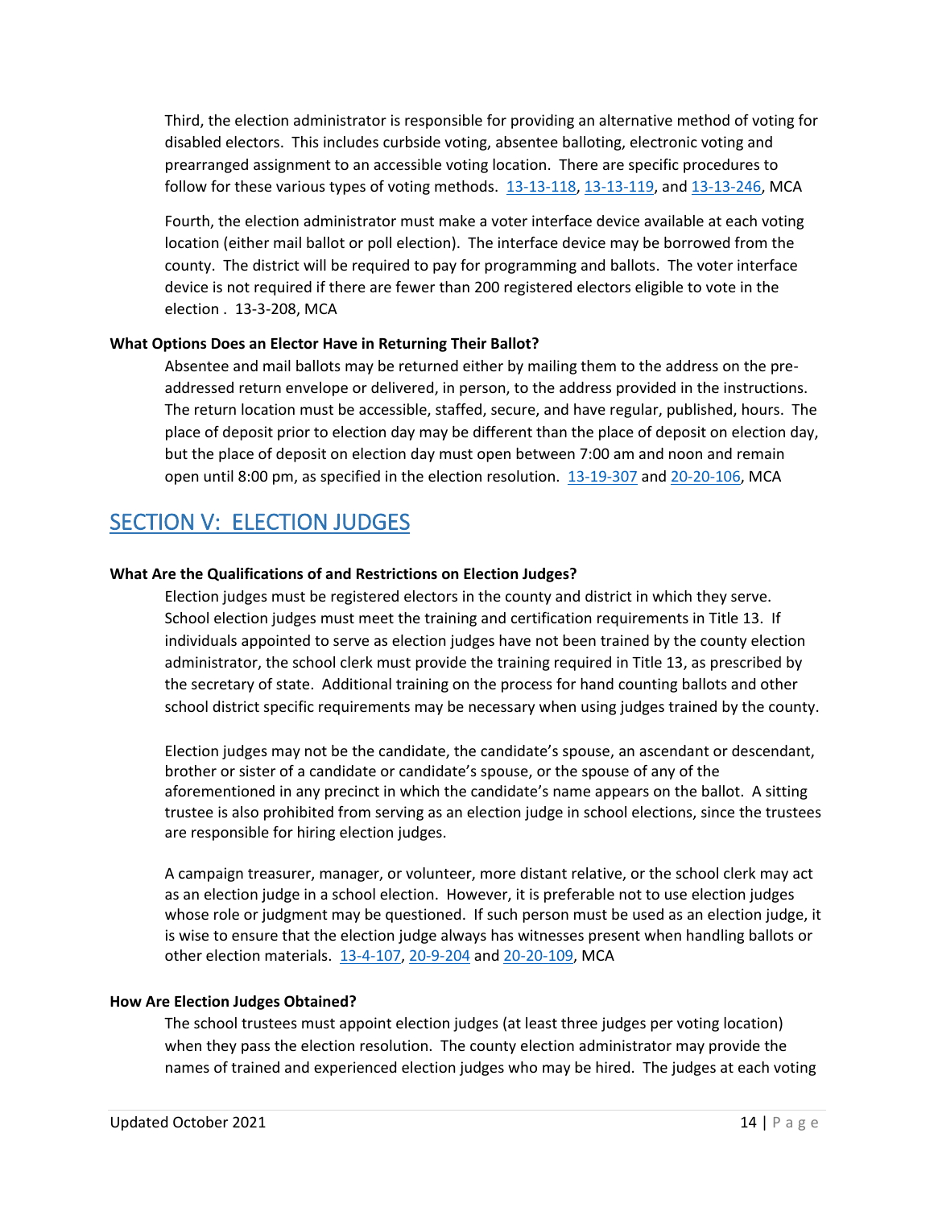Third, the election administrator is responsible for providing an alternative method of voting for disabled electors. This includes curbside voting, absentee balloting, electronic voting and prearranged assignment to an accessible voting location. There are specific procedures to follow for these various types of voting methods. [13-13-118](), [13-13-119](), and [13-13-246](), MCA

Fourth, the election administrator must make a voter interface device available at each voting location (either mail ballot or poll election). The interface device may be borrowed from the county. The district will be required to pay for programming and ballots. The voter interface device is not required if there are fewer than 200 registered electors eligible to vote in the election . 13-3-208, MCA

**What Options Does an Elector Have in Returning Their Ballot?**

Absentee and mail ballots may be returned either by mailing them to the address on the pre-addressed return envelope or delivered, in person, to the address provided in the instructions. The return location must be accessible, staffed, secure, and have regular, published, hours. The place of deposit prior to election day may be different than the place of deposit on election day, but the place of deposit on election day must open between 7:00 am and noon and remain open until 8:00 pm, as specified in the election resolution. [13-19-307]() and [20-20-106](), MCA

## SECTION V: ELECTION JUDGES

**What Are the Qualifications of and Restrictions on Election Judges?**

Election judges must be registered electors in the county and district in which they serve. School election judges must meet the training and certification requirements in Title 13. If individuals appointed to serve as election judges have not been trained by the county election administrator, the school clerk must provide the training required in Title 13, as prescribed by the secretary of state. Additional training on the process for hand counting ballots and other school district specific requirements may be necessary when using judges trained by the county.

Election judges may not be the candidate, the candidate's spouse, an ascendant or descendant, brother or sister of a candidate or candidate's spouse, or the spouse of any of the aforementioned in any precinct in which the candidate's name appears on the ballot. A sitting trustee is also prohibited from serving as an election judge in school elections, since the trustees are responsible for hiring election judges.

A campaign treasurer, manager, or volunteer, more distant relative, or the school clerk may act as an election judge in a school election. However, it is preferable not to use election judges whose role or judgment may be questioned. If such person must be used as an election judge, it is wise to ensure that the election judge always has witnesses present when handling ballots or other election materials. [13-4-107](), [20-9-204]() and [20-20-109](), MCA

**How Are Election Judges Obtained?**

The school trustees must appoint election judges (at least three judges per voting location) when they pass the election resolution. The county election administrator may provide the names of trained and experienced election judges who may be hired. The judges at each voting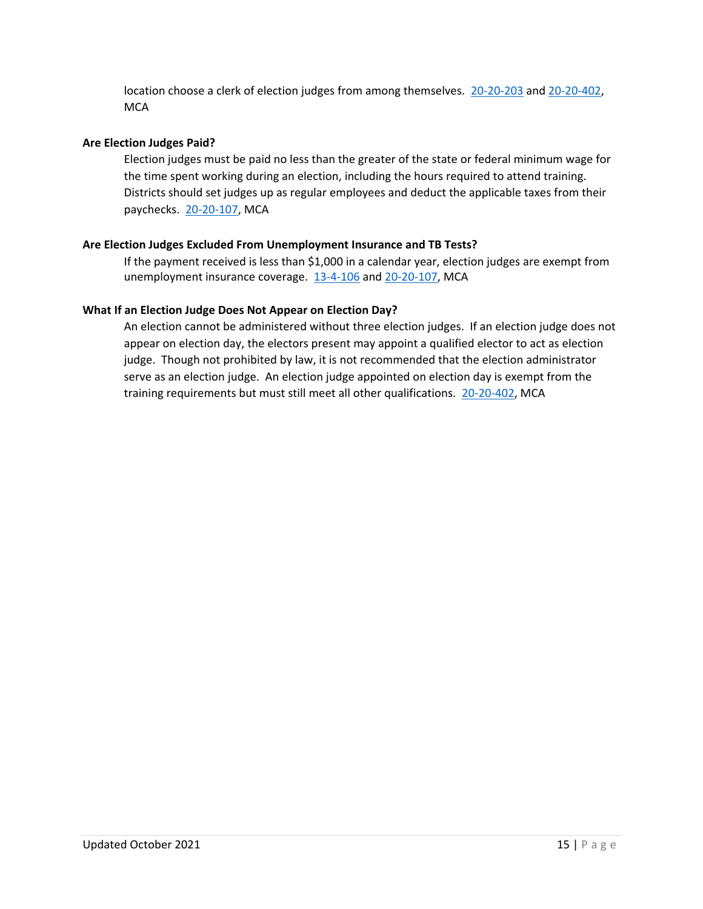location choose a clerk of election judges from among themselves. 20-20-203 and 20-20-402, MCA

**Are Election Judges Paid?**

Election judges must be paid no less than the greater of the state or federal minimum wage for the time spent working during an election, including the hours required to attend training. Districts should set judges up as regular employees and deduct the applicable taxes from their paychecks. 20-20-107, MCA

**Are Election Judges Excluded From Unemployment Insurance and TB Tests?**

If the payment received is less than $1,000 in a calendar year, election judges are exempt from unemployment insurance coverage. 13-4-106 and 20-20-107, MCA

**What If an Election Judge Does Not Appear on Election Day?**

An election cannot be administered without three election judges. If an election judge does not appear on election day, the electors present may appoint a qualified elector to act as election judge. Though not prohibited by law, it is not recommended that the election administrator serve as an election judge. An election judge appointed on election day is exempt from the training requirements but must still meet all other qualifications. 20-20-402, MCA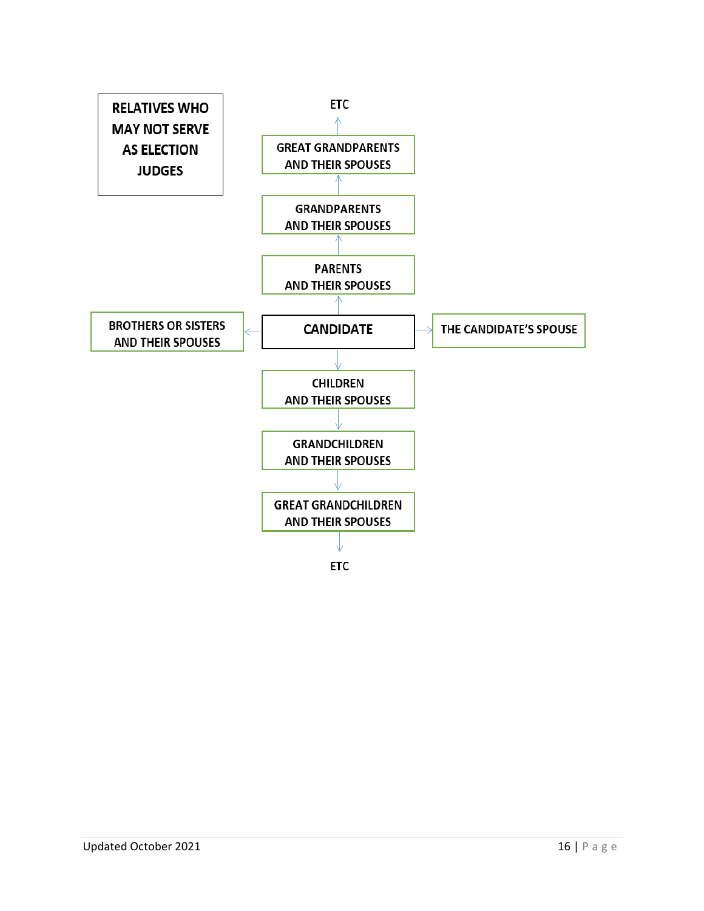**RELATIVES WHO MAY NOT SERVE AS ELECTION JUDGES**

ETC

↑

GREAT GRANDPARENTS AND THEIR SPOUSES

↑

GRANDPARENTS AND THEIR SPOUSES

↑

PARENTS AND THEIR SPOUSES

↑

BROTHERS OR SISTERS AND THEIR SPOUSES ← **CANDIDATE** → THE CANDIDATE'S SPOUSE

↓

CHILDREN AND THEIR SPOUSES

↓

GRANDCHILDREN AND THEIR SPOUSES

↓

GREAT GRANDCHILDREN AND THEIR SPOUSES

↓

ETC

Updated October 2021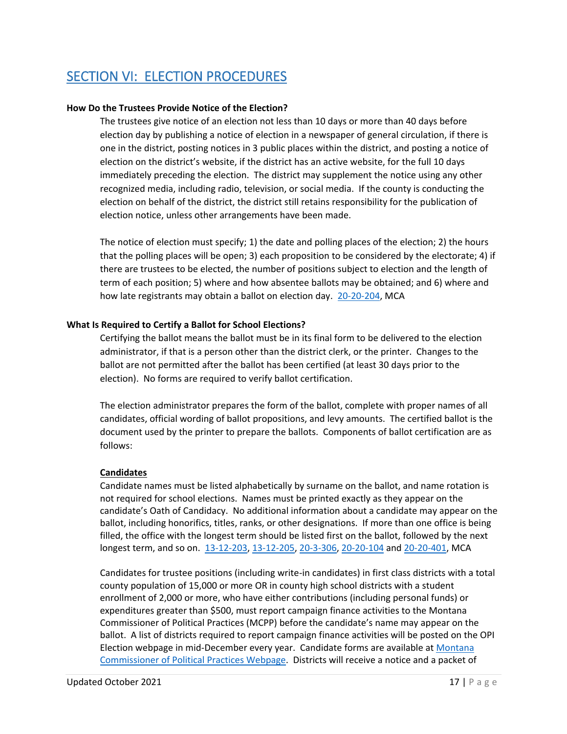## SECTION VI: ELECTION PROCEDURES

**How Do the Trustees Provide Notice of the Election?**

The trustees give notice of an election not less than 10 days or more than 40 days before election day by publishing a notice of election in a newspaper of general circulation, if there is one in the district, posting notices in 3 public places within the district, and posting a notice of election on the district's website, if the district has an active website, for the full 10 days immediately preceding the election. The district may supplement the notice using any other recognized media, including radio, television, or social media. If the county is conducting the election on behalf of the district, the district still retains responsibility for the publication of election notice, unless other arrangements have been made.

The notice of election must specify; 1) the date and polling places of the election; 2) the hours that the polling places will be open; 3) each proposition to be considered by the electorate; 4) if there are trustees to be elected, the number of positions subject to election and the length of term of each position; 5) where and how absentee ballots may be obtained; and 6) where and how late registrants may obtain a ballot on election day. 20-20-204, MCA

**What Is Required to Certify a Ballot for School Elections?**

Certifying the ballot means the ballot must be in its final form to be delivered to the election administrator, if that is a person other than the district clerk, or the printer. Changes to the ballot are not permitted after the ballot has been certified (at least 30 days prior to the election). No forms are required to verify ballot certification.

The election administrator prepares the form of the ballot, complete with proper names of all candidates, official wording of ballot propositions, and levy amounts. The certified ballot is the document used by the printer to prepare the ballots. Components of ballot certification are as follows:

**Candidates**

Candidate names must be listed alphabetically by surname on the ballot, and name rotation is not required for school elections. Names must be printed exactly as they appear on the candidate's Oath of Candidacy. No additional information about a candidate may appear on the ballot, including honorifics, titles, ranks, or other designations. If more than one office is being filled, the office with the longest term should be listed first on the ballot, followed by the next longest term, and so on. 13-12-203, 13-12-205, 20-3-306, 20-20-104 and 20-20-401, MCA

Candidates for trustee positions (including write-in candidates) in first class districts with a total county population of 15,000 or more OR in county high school districts with a student enrollment of 2,000 or more, who have either contributions (including personal funds) or expenditures greater than $500, must report campaign finance activities to the Montana Commissioner of Political Practices (MCPP) before the candidate's name may appear on the ballot. A list of districts required to report campaign finance activities will be posted on the OPI Election webpage in mid-December every year. Candidate forms are available at Montana Commissioner of Political Practices Webpage. Districts will receive a notice and a packet of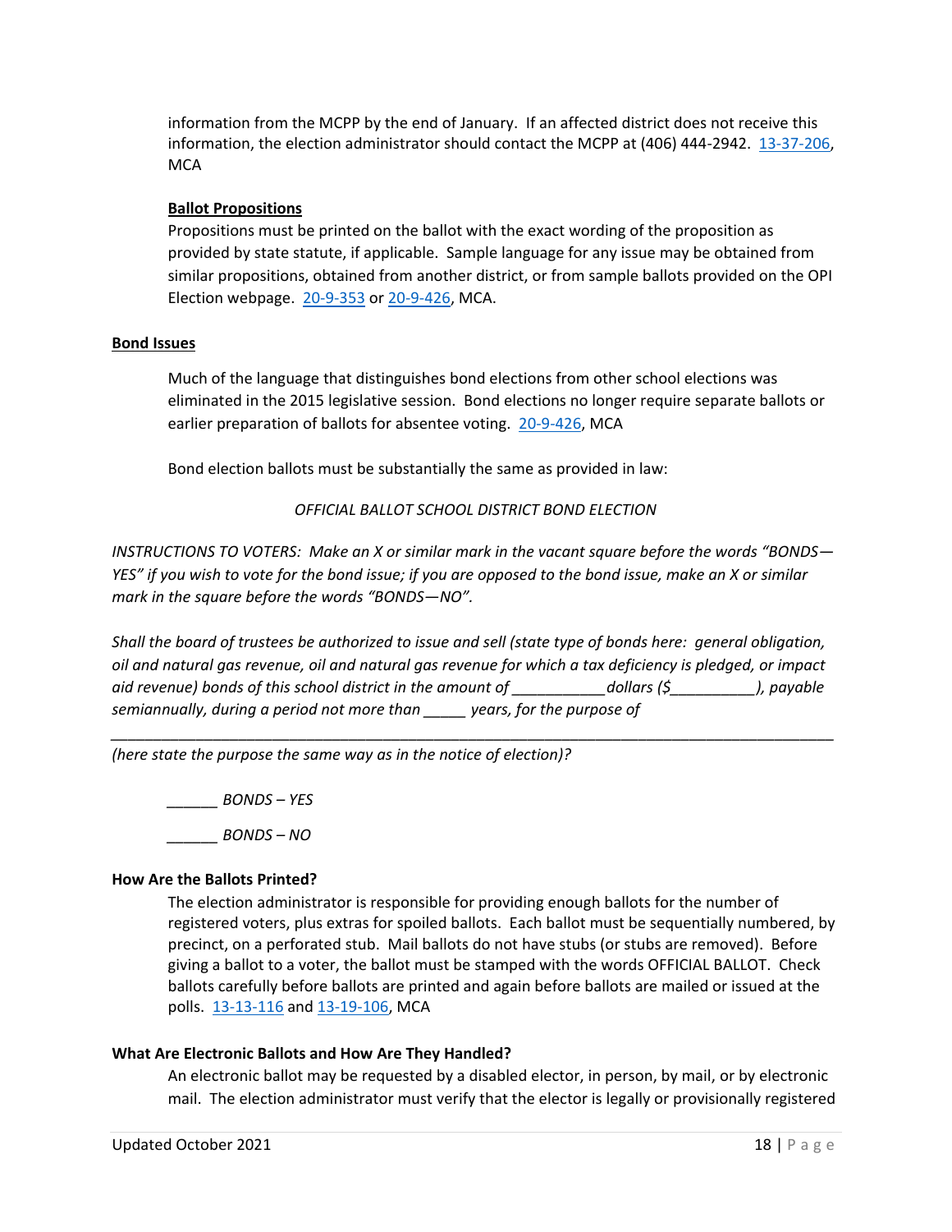information from the MCPP by the end of January. If an affected district does not receive this information, the election administrator should contact the MCPP at (406) 444-2942. 13-37-206, MCA

**Ballot Propositions**

Propositions must be printed on the ballot with the exact wording of the proposition as provided by state statute, if applicable. Sample language for any issue may be obtained from similar propositions, obtained from another district, or from sample ballots provided on the OPI Election webpage. 20-9-353 or 20-9-426, MCA.

**Bond Issues**

Much of the language that distinguishes bond elections from other school elections was eliminated in the 2015 legislative session. Bond elections no longer require separate ballots or earlier preparation of ballots for absentee voting. 20-9-426, MCA

Bond election ballots must be substantially the same as provided in law:

*OFFICIAL BALLOT SCHOOL DISTRICT BOND ELECTION*

*INSTRUCTIONS TO VOTERS: Make an X or similar mark in the vacant square before the words "BONDS—YES" if you wish to vote for the bond issue; if you are opposed to the bond issue, make an X or similar mark in the square before the words "BONDS—NO".*

*Shall the board of trustees be authorized to issue and sell (state type of bonds here: general obligation, oil and natural gas revenue, oil and natural gas revenue for which a tax deficiency is pledged, or impact aid revenue) bonds of this school district in the amount of ___________dollars ($__________), payable semiannually, during a period not more than _____ years, for the purpose of*

*________________________________________________________________________________*

*(here state the purpose the same way as in the notice of election)?*

*______ BONDS – YES*

*______ BONDS – NO*

**How Are the Ballots Printed?**

The election administrator is responsible for providing enough ballots for the number of registered voters, plus extras for spoiled ballots. Each ballot must be sequentially numbered, by precinct, on a perforated stub. Mail ballots do not have stubs (or stubs are removed). Before giving a ballot to a voter, the ballot must be stamped with the words OFFICIAL BALLOT. Check ballots carefully before ballots are printed and again before ballots are mailed or issued at the polls. 13-13-116 and 13-19-106, MCA

**What Are Electronic Ballots and How Are They Handled?**

An electronic ballot may be requested by a disabled elector, in person, by mail, or by electronic mail. The election administrator must verify that the elector is legally or provisionally registered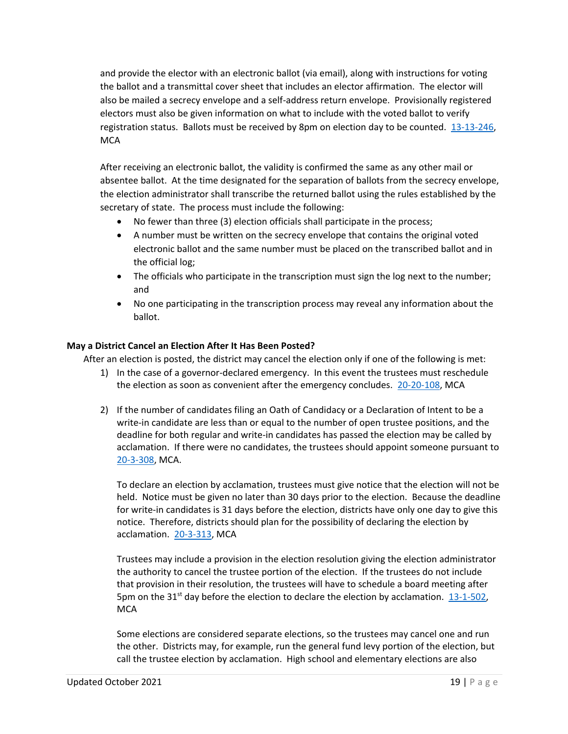and provide the elector with an electronic ballot (via email), along with instructions for voting the ballot and a transmittal cover sheet that includes an elector affirmation. The elector will also be mailed a secrecy envelope and a self-address return envelope. Provisionally registered electors must also be given information on what to include with the voted ballot to verify registration status. Ballots must be received by 8pm on election day to be counted. [13-13-246](), MCA

After receiving an electronic ballot, the validity is confirmed the same as any other mail or absentee ballot. At the time designated for the separation of ballots from the secrecy envelope, the election administrator shall transcribe the returned ballot using the rules established by the secretary of state. The process must include the following:

- No fewer than three (3) election officials shall participate in the process;
- A number must be written on the secrecy envelope that contains the original voted electronic ballot and the same number must be placed on the transcribed ballot and in the official log;
- The officials who participate in the transcription must sign the log next to the number; and
- No one participating in the transcription process may reveal any information about the ballot.

**May a District Cancel an Election After It Has Been Posted?**

After an election is posted, the district may cancel the election only if one of the following is met:

1) In the case of a governor-declared emergency. In this event the trustees must reschedule the election as soon as convenient after the emergency concludes. 20-20-108, MCA

2) If the number of candidates filing an Oath of Candidacy or a Declaration of Intent to be a write-in candidate are less than or equal to the number of open trustee positions, and the deadline for both regular and write-in candidates has passed the election may be called by acclamation. If there were no candidates, the trustees should appoint someone pursuant to 20-3-308, MCA.

   To declare an election by acclamation, trustees must give notice that the election will not be held. Notice must be given no later than 30 days prior to the election. Because the deadline for write-in candidates is 31 days before the election, districts have only one day to give this notice. Therefore, districts should plan for the possibility of declaring the election by acclamation. 20-3-313, MCA

   Trustees may include a provision in the election resolution giving the election administrator the authority to cancel the trustee portion of the election. If the trustees do not include that provision in their resolution, the trustees will have to schedule a board meeting after 5pm on the 31st day before the election to declare the election by acclamation. 13-1-502, MCA

   Some elections are considered separate elections, so the trustees may cancel one and run the other. Districts may, for example, run the general fund levy portion of the election, but call the trustee election by acclamation. High school and elementary elections are also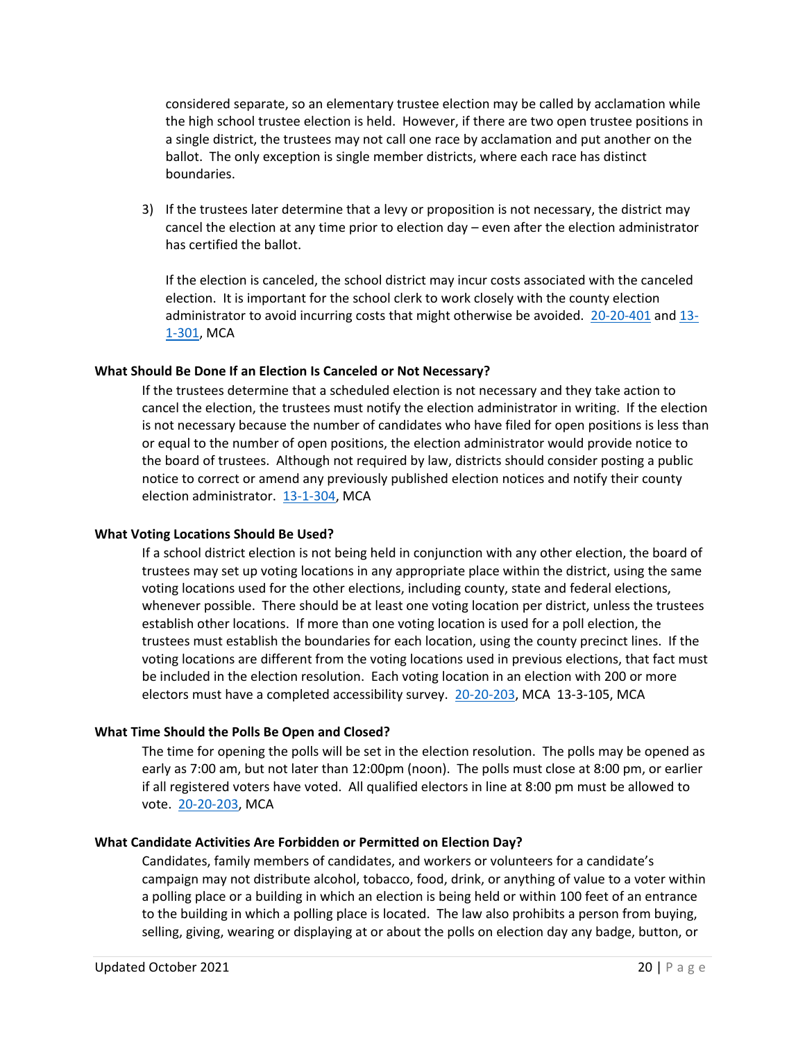considered separate, so an elementary trustee election may be called by acclamation while the high school trustee election is held. However, if there are two open trustee positions in a single district, the trustees may not call one race by acclamation and put another on the ballot. The only exception is single member districts, where each race has distinct boundaries.

3) If the trustees later determine that a levy or proposition is not necessary, the district may cancel the election at any time prior to election day – even after the election administrator has certified the ballot.

   If the election is canceled, the school district may incur costs associated with the canceled election. It is important for the school clerk to work closely with the county election administrator to avoid incurring costs that might otherwise be avoided. 20-20-401 and 13-1-301, MCA

**What Should Be Done If an Election Is Canceled or Not Necessary?**

If the trustees determine that a scheduled election is not necessary and they take action to cancel the election, the trustees must notify the election administrator in writing. If the election is not necessary because the number of candidates who have filed for open positions is less than or equal to the number of open positions, the election administrator would provide notice to the board of trustees. Although not required by law, districts should consider posting a public notice to correct or amend any previously published election notices and notify their county election administrator. 13-1-304, MCA

**What Voting Locations Should Be Used?**

If a school district election is not being held in conjunction with any other election, the board of trustees may set up voting locations in any appropriate place within the district, using the same voting locations used for the other elections, including county, state and federal elections, whenever possible. There should be at least one voting location per district, unless the trustees establish other locations. If more than one voting location is used for a poll election, the trustees must establish the boundaries for each location, using the county precinct lines. If the voting locations are different from the voting locations used in previous elections, that fact must be included in the election resolution. Each voting location in an election with 200 or more electors must have a completed accessibility survey. 20-20-203, MCA 13-3-105, MCA

**What Time Should the Polls Be Open and Closed?**

The time for opening the polls will be set in the election resolution. The polls may be opened as early as 7:00 am, but not later than 12:00pm (noon). The polls must close at 8:00 pm, or earlier if all registered voters have voted. All qualified electors in line at 8:00 pm must be allowed to vote. 20-20-203, MCA

**What Candidate Activities Are Forbidden or Permitted on Election Day?**

Candidates, family members of candidates, and workers or volunteers for a candidate's campaign may not distribute alcohol, tobacco, food, drink, or anything of value to a voter within a polling place or a building in which an election is being held or within 100 feet of an entrance to the building in which a polling place is located. The law also prohibits a person from buying, selling, giving, wearing or displaying at or about the polls on election day any badge, button, or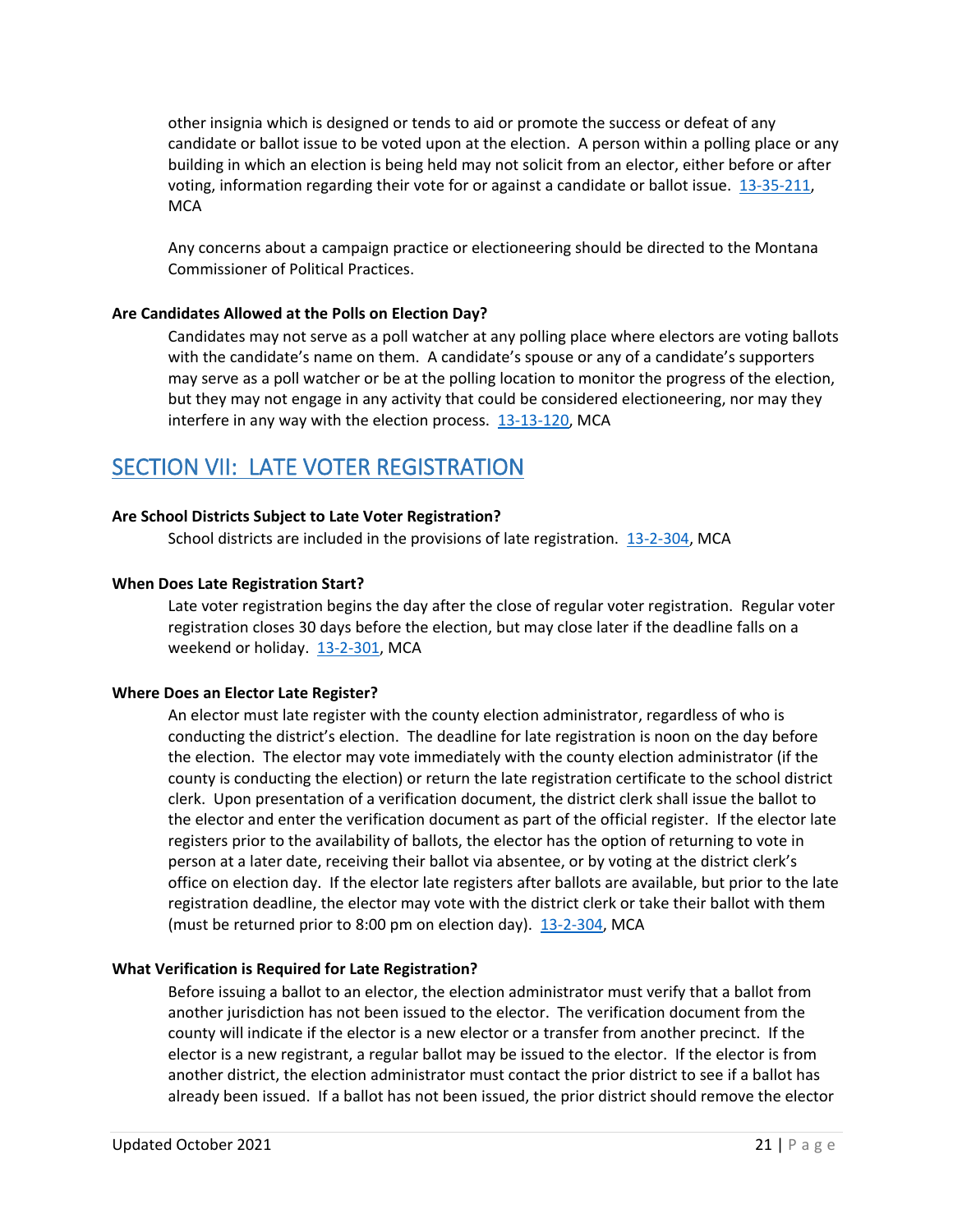other insignia which is designed or tends to aid or promote the success or defeat of any candidate or ballot issue to be voted upon at the election. A person within a polling place or any building in which an election is being held may not solicit from an elector, either before or after voting, information regarding their vote for or against a candidate or ballot issue. 13-35-211, MCA

Any concerns about a campaign practice or electioneering should be directed to the Montana Commissioner of Political Practices.

**Are Candidates Allowed at the Polls on Election Day?**

Candidates may not serve as a poll watcher at any polling place where electors are voting ballots with the candidate's name on them. A candidate's spouse or any of a candidate's supporters may serve as a poll watcher or be at the polling location to monitor the progress of the election, but they may not engage in any activity that could be considered electioneering, nor may they interfere in any way with the election process. 13-13-120, MCA

## SECTION VII: LATE VOTER REGISTRATION

**Are School Districts Subject to Late Voter Registration?**

School districts are included in the provisions of late registration. 13-2-304, MCA

**When Does Late Registration Start?**

Late voter registration begins the day after the close of regular voter registration. Regular voter registration closes 30 days before the election, but may close later if the deadline falls on a weekend or holiday. 13-2-301, MCA

**Where Does an Elector Late Register?**

An elector must late register with the county election administrator, regardless of who is conducting the district's election. The deadline for late registration is noon on the day before the election. The elector may vote immediately with the county election administrator (if the county is conducting the election) or return the late registration certificate to the school district clerk. Upon presentation of a verification document, the district clerk shall issue the ballot to the elector and enter the verification document as part of the official register. If the elector late registers prior to the availability of ballots, the elector has the option of returning to vote in person at a later date, receiving their ballot via absentee, or by voting at the district clerk's office on election day. If the elector late registers after ballots are available, but prior to the late registration deadline, the elector may vote with the district clerk or take their ballot with them (must be returned prior to 8:00 pm on election day). 13-2-304, MCA

**What Verification is Required for Late Registration?**

Before issuing a ballot to an elector, the election administrator must verify that a ballot from another jurisdiction has not been issued to the elector. The verification document from the county will indicate if the elector is a new elector or a transfer from another precinct. If the elector is a new registrant, a regular ballot may be issued to the elector. If the elector is from another district, the election administrator must contact the prior district to see if a ballot has already been issued. If a ballot has not been issued, the prior district should remove the elector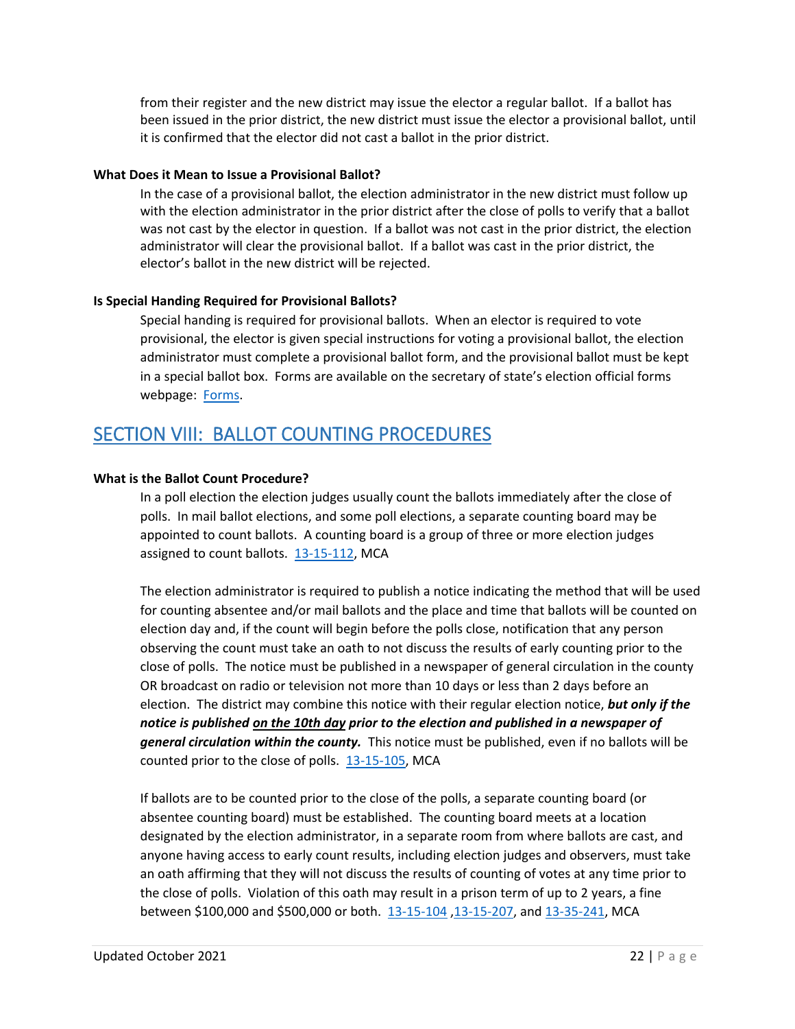from their register and the new district may issue the elector a regular ballot. If a ballot has been issued in the prior district, the new district must issue the elector a provisional ballot, until it is confirmed that the elector did not cast a ballot in the prior district.

**What Does it Mean to Issue a Provisional Ballot?**

In the case of a provisional ballot, the election administrator in the new district must follow up with the election administrator in the prior district after the close of polls to verify that a ballot was not cast by the elector in question. If a ballot was not cast in the prior district, the election administrator will clear the provisional ballot. If a ballot was cast in the prior district, the elector's ballot in the new district will be rejected.

**Is Special Handing Required for Provisional Ballots?**

Special handing is required for provisional ballots. When an elector is required to vote provisional, the elector is given special instructions for voting a provisional ballot, the election administrator must complete a provisional ballot form, and the provisional ballot must be kept in a special ballot box. Forms are available on the secretary of state's election official forms webpage: Forms.

## SECTION VIII: BALLOT COUNTING PROCEDURES

**What is the Ballot Count Procedure?**

In a poll election the election judges usually count the ballots immediately after the close of polls. In mail ballot elections, and some poll elections, a separate counting board may be appointed to count ballots. A counting board is a group of three or more election judges assigned to count ballots. 13-15-112, MCA

The election administrator is required to publish a notice indicating the method that will be used for counting absentee and/or mail ballots and the place and time that ballots will be counted on election day and, if the count will begin before the polls close, notification that any person observing the count must take an oath to not discuss the results of early counting prior to the close of polls. The notice must be published in a newspaper of general circulation in the county OR broadcast on radio or television not more than 10 days or less than 2 days before an election. The district may combine this notice with their regular election notice, ***but only if the notice is published <u>on the 10th day</u> prior to the election and published in a newspaper of general circulation within the county.*** This notice must be published, even if no ballots will be counted prior to the close of polls. 13-15-105, MCA

If ballots are to be counted prior to the close of the polls, a separate counting board (or absentee counting board) must be established. The counting board meets at a location designated by the election administrator, in a separate room from where ballots are cast, and anyone having access to early count results, including election judges and observers, must take an oath affirming that they will not discuss the results of counting of votes at any time prior to the close of polls. Violation of this oath may result in a prison term of up to 2 years, a fine between $100,000 and $500,000 or both. 13-15-104 ,13-15-207, and 13-35-241, MCA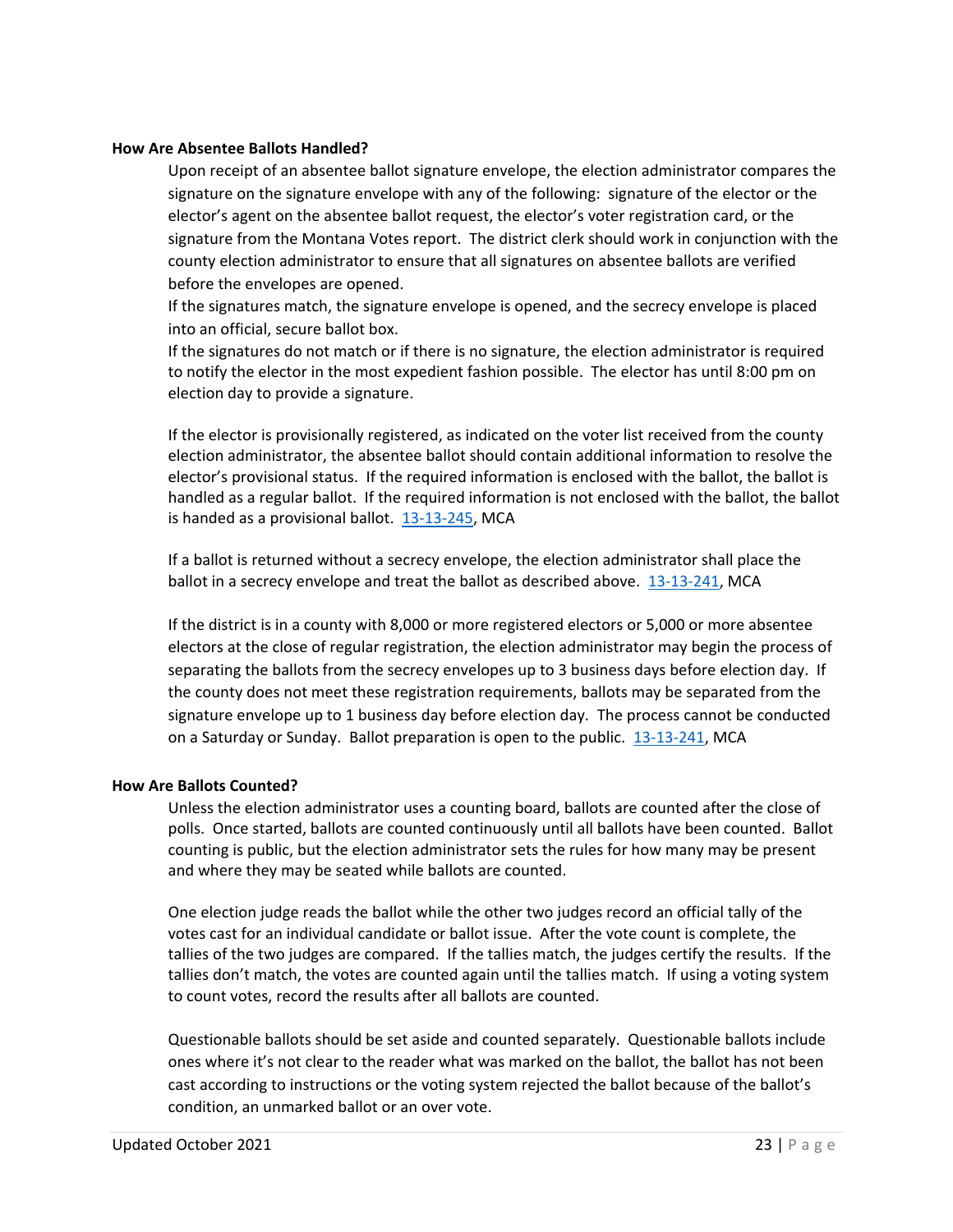**How Are Absentee Ballots Handled?**

Upon receipt of an absentee ballot signature envelope, the election administrator compares the signature on the signature envelope with any of the following: signature of the elector or the elector's agent on the absentee ballot request, the elector's voter registration card, or the signature from the Montana Votes report. The district clerk should work in conjunction with the county election administrator to ensure that all signatures on absentee ballots are verified before the envelopes are opened.

If the signatures match, the signature envelope is opened, and the secrecy envelope is placed into an official, secure ballot box.

If the signatures do not match or if there is no signature, the election administrator is required to notify the elector in the most expedient fashion possible. The elector has until 8:00 pm on election day to provide a signature.

If the elector is provisionally registered, as indicated on the voter list received from the county election administrator, the absentee ballot should contain additional information to resolve the elector's provisional status. If the required information is enclosed with the ballot, the ballot is handled as a regular ballot. If the required information is not enclosed with the ballot, the ballot is handed as a provisional ballot. 13-13-245, MCA

If a ballot is returned without a secrecy envelope, the election administrator shall place the ballot in a secrecy envelope and treat the ballot as described above. 13-13-241, MCA

If the district is in a county with 8,000 or more registered electors or 5,000 or more absentee electors at the close of regular registration, the election administrator may begin the process of separating the ballots from the secrecy envelopes up to 3 business days before election day. If the county does not meet these registration requirements, ballots may be separated from the signature envelope up to 1 business day before election day. The process cannot be conducted on a Saturday or Sunday. Ballot preparation is open to the public. 13-13-241, MCA

**How Are Ballots Counted?**

Unless the election administrator uses a counting board, ballots are counted after the close of polls. Once started, ballots are counted continuously until all ballots have been counted. Ballot counting is public, but the election administrator sets the rules for how many may be present and where they may be seated while ballots are counted.

One election judge reads the ballot while the other two judges record an official tally of the votes cast for an individual candidate or ballot issue. After the vote count is complete, the tallies of the two judges are compared. If the tallies match, the judges certify the results. If the tallies don't match, the votes are counted again until the tallies match. If using a voting system to count votes, record the results after all ballots are counted.

Questionable ballots should be set aside and counted separately. Questionable ballots include ones where it's not clear to the reader what was marked on the ballot, the ballot has not been cast according to instructions or the voting system rejected the ballot because of the ballot's condition, an unmarked ballot or an over vote.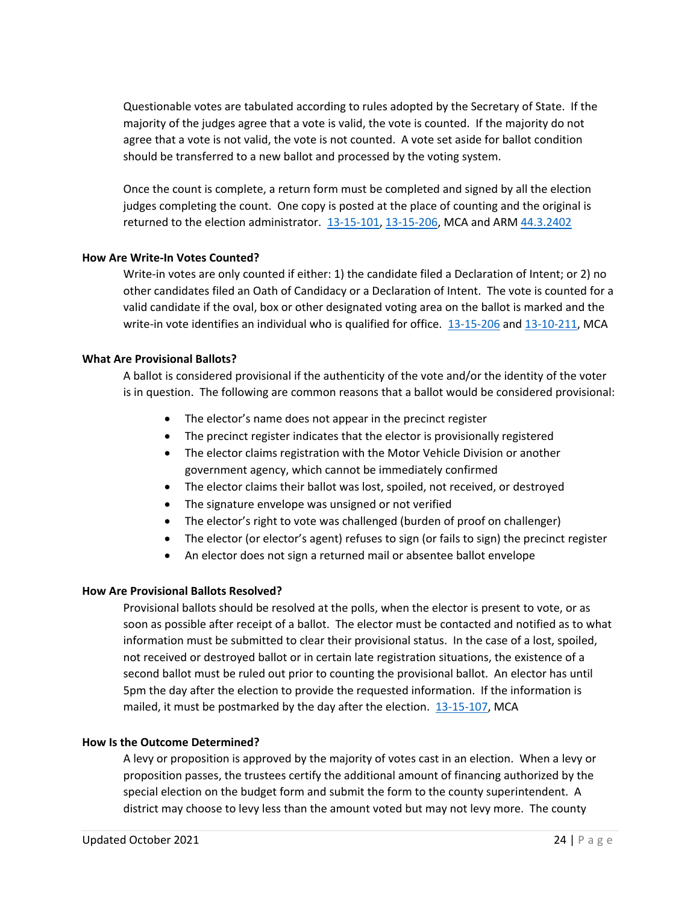Questionable votes are tabulated according to rules adopted by the Secretary of State. If the majority of the judges agree that a vote is valid, the vote is counted. If the majority do not agree that a vote is not valid, the vote is not counted. A vote set aside for ballot condition should be transferred to a new ballot and processed by the voting system.

Once the count is complete, a return form must be completed and signed by all the election judges completing the count. One copy is posted at the place of counting and the original is returned to the election administrator. 13-15-101, 13-15-206, MCA and ARM 44.3.2402

### How Are Write-In Votes Counted?

Write-in votes are only counted if either: 1) the candidate filed a Declaration of Intent; or 2) no other candidates filed an Oath of Candidacy or a Declaration of Intent. The vote is counted for a valid candidate if the oval, box or other designated voting area on the ballot is marked and the write-in vote identifies an individual who is qualified for office. 13-15-206 and 13-10-211, MCA

### What Are Provisional Ballots?

A ballot is considered provisional if the authenticity of the vote and/or the identity of the voter is in question. The following are common reasons that a ballot would be considered provisional:

- The elector's name does not appear in the precinct register
- The precinct register indicates that the elector is provisionally registered
- The elector claims registration with the Motor Vehicle Division or another government agency, which cannot be immediately confirmed
- The elector claims their ballot was lost, spoiled, not received, or destroyed
- The signature envelope was unsigned or not verified
- The elector's right to vote was challenged (burden of proof on challenger)
- The elector (or elector's agent) refuses to sign (or fails to sign) the precinct register
- An elector does not sign a returned mail or absentee ballot envelope

### How Are Provisional Ballots Resolved?

Provisional ballots should be resolved at the polls, when the elector is present to vote, or as soon as possible after receipt of a ballot. The elector must be contacted and notified as to what information must be submitted to clear their provisional status. In the case of a lost, spoiled, not received or destroyed ballot or in certain late registration situations, the existence of a second ballot must be ruled out prior to counting the provisional ballot. An elector has until 5pm the day after the election to provide the requested information. If the information is mailed, it must be postmarked by the day after the election. 13-15-107, MCA

### How Is the Outcome Determined?

A levy or proposition is approved by the majority of votes cast in an election. When a levy or proposition passes, the trustees certify the additional amount of financing authorized by the special election on the budget form and submit the form to the county superintendent. A district may choose to levy less than the amount voted but may not levy more. The county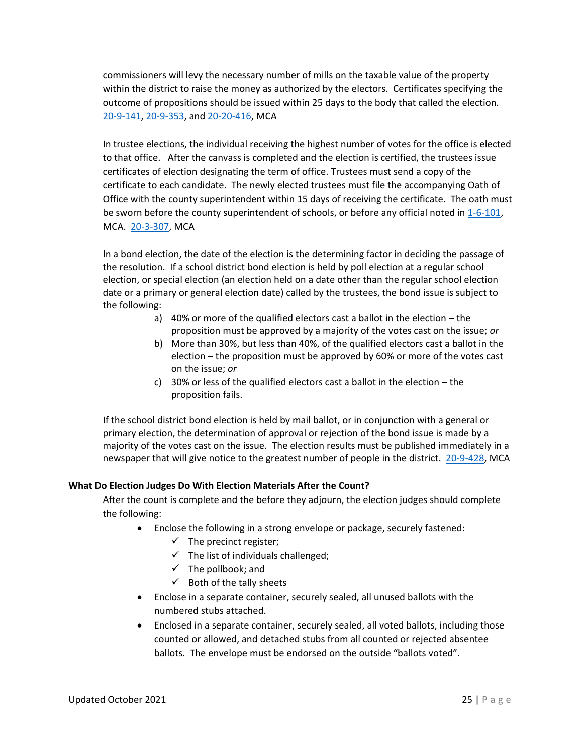commissioners will levy the necessary number of mills on the taxable value of the property within the district to raise the money as authorized by the electors. Certificates specifying the outcome of propositions should be issued within 25 days to the body that called the election. 20-9-141, 20-9-353, and 20-20-416, MCA

In trustee elections, the individual receiving the highest number of votes for the office is elected to that office. After the canvass is completed and the election is certified, the trustees issue certificates of election designating the term of office. Trustees must send a copy of the certificate to each candidate. The newly elected trustees must file the accompanying Oath of Office with the county superintendent within 15 days of receiving the certificate. The oath must be sworn before the county superintendent of schools, or before any official noted in 1-6-101, MCA. 20-3-307, MCA

In a bond election, the date of the election is the determining factor in deciding the passage of the resolution. If a school district bond election is held by poll election at a regular school election, or special election (an election held on a date other than the regular school election date or a primary or general election date) called by the trustees, the bond issue is subject to the following:

a) 40% or more of the qualified electors cast a ballot in the election – the proposition must be approved by a majority of the votes cast on the issue; *or*
b) More than 30%, but less than 40%, of the qualified electors cast a ballot in the election – the proposition must be approved by 60% or more of the votes cast on the issue; *or*
c) 30% or less of the qualified electors cast a ballot in the election – the proposition fails.

If the school district bond election is held by mail ballot, or in conjunction with a general or primary election, the determination of approval or rejection of the bond issue is made by a majority of the votes cast on the issue. The election results must be published immediately in a newspaper that will give notice to the greatest number of people in the district. 20-9-428, MCA

### What Do Election Judges Do With Election Materials After the Count?

After the count is complete and the before they adjourn, the election judges should complete the following:

- Enclose the following in a strong envelope or package, securely fastened:
  - ✓ The precinct register;
  - ✓ The list of individuals challenged;
  - ✓ The pollbook; and
  - ✓ Both of the tally sheets
- Enclose in a separate container, securely sealed, all unused ballots with the numbered stubs attached.
- Enclosed in a separate container, securely sealed, all voted ballots, including those counted or allowed, and detached stubs from all counted or rejected absentee ballots. The envelope must be endorsed on the outside "ballots voted".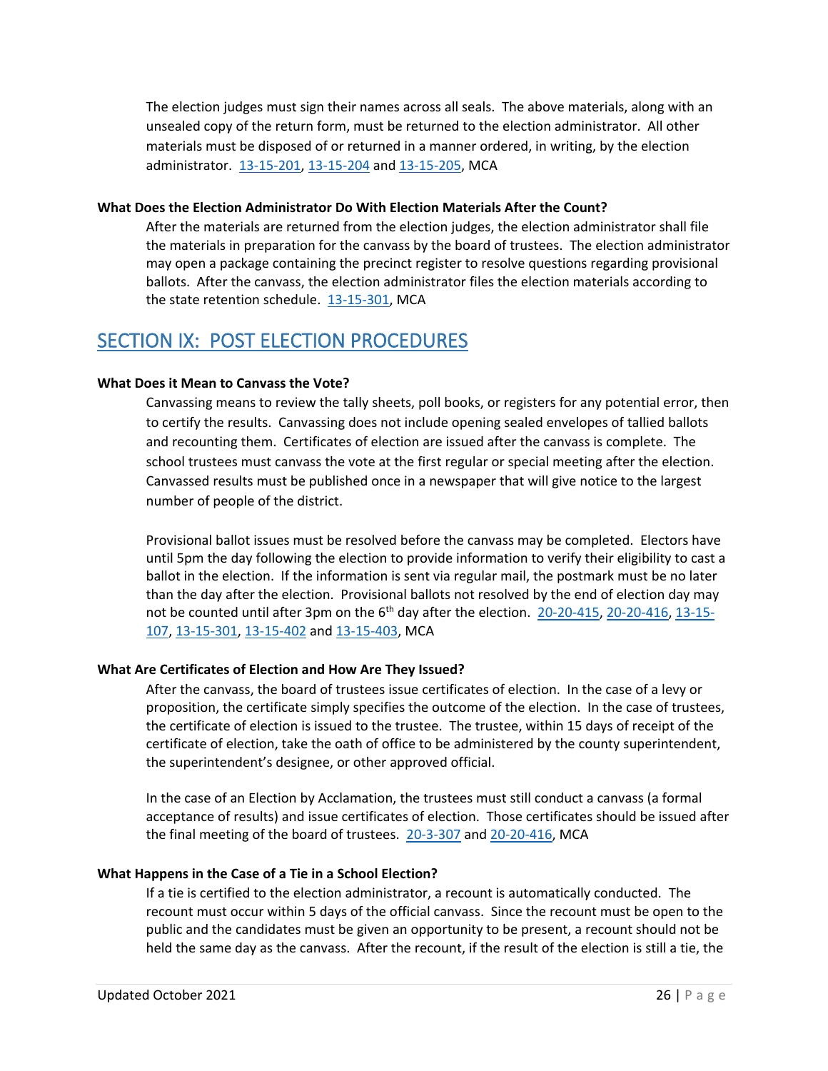The election judges must sign their names across all seals. The above materials, along with an unsealed copy of the return form, must be returned to the election administrator. All other materials must be disposed of or returned in a manner ordered, in writing, by the election administrator. 13-15-201, 13-15-204 and 13-15-205, MCA

**What Does the Election Administrator Do With Election Materials After the Count?**

After the materials are returned from the election judges, the election administrator shall file the materials in preparation for the canvass by the board of trustees. The election administrator may open a package containing the precinct register to resolve questions regarding provisional ballots. After the canvass, the election administrator files the election materials according to the state retention schedule. 13-15-301, MCA

## SECTION IX: POST ELECTION PROCEDURES

**What Does it Mean to Canvass the Vote?**

Canvassing means to review the tally sheets, poll books, or registers for any potential error, then to certify the results. Canvassing does not include opening sealed envelopes of tallied ballots and recounting them. Certificates of election are issued after the canvass is complete. The school trustees must canvass the vote at the first regular or special meeting after the election. Canvassed results must be published once in a newspaper that will give notice to the largest number of people of the district.

Provisional ballot issues must be resolved before the canvass may be completed. Electors have until 5pm the day following the election to provide information to verify their eligibility to cast a ballot in the election. If the information is sent via regular mail, the postmark must be no later than the day after the election. Provisional ballots not resolved by the end of election day may not be counted until after 3pm on the 6th day after the election. 20-20-415, 20-20-416, 13-15-107, 13-15-301, 13-15-402 and 13-15-403, MCA

**What Are Certificates of Election and How Are They Issued?**

After the canvass, the board of trustees issue certificates of election. In the case of a levy or proposition, the certificate simply specifies the outcome of the election. In the case of trustees, the certificate of election is issued to the trustee. The trustee, within 15 days of receipt of the certificate of election, take the oath of office to be administered by the county superintendent, the superintendent's designee, or other approved official.

In the case of an Election by Acclamation, the trustees must still conduct a canvass (a formal acceptance of results) and issue certificates of election. Those certificates should be issued after the final meeting of the board of trustees. 20-3-307 and 20-20-416, MCA

**What Happens in the Case of a Tie in a School Election?**

If a tie is certified to the election administrator, a recount is automatically conducted. The recount must occur within 5 days of the official canvass. Since the recount must be open to the public and the candidates must be given an opportunity to be present, a recount should not be held the same day as the canvass. After the recount, if the result of the election is still a tie, the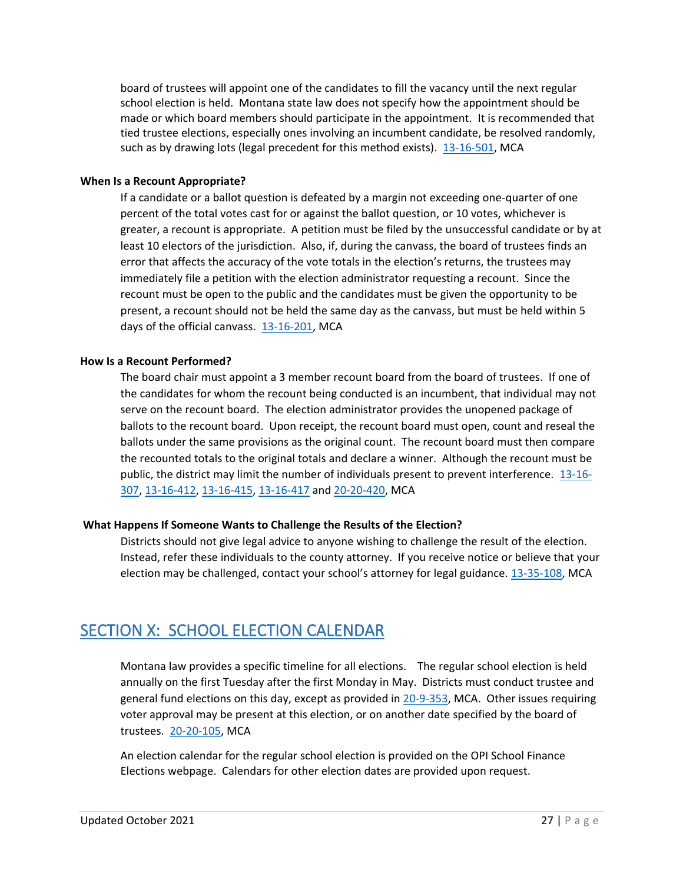board of trustees will appoint one of the candidates to fill the vacancy until the next regular school election is held. Montana state law does not specify how the appointment should be made or which board members should participate in the appointment. It is recommended that tied trustee elections, especially ones involving an incumbent candidate, be resolved randomly, such as by drawing lots (legal precedent for this method exists). 13-16-501, MCA

**When Is a Recount Appropriate?**

If a candidate or a ballot question is defeated by a margin not exceeding one-quarter of one percent of the total votes cast for or against the ballot question, or 10 votes, whichever is greater, a recount is appropriate. A petition must be filed by the unsuccessful candidate or by at least 10 electors of the jurisdiction. Also, if, during the canvass, the board of trustees finds an error that affects the accuracy of the vote totals in the election's returns, the trustees may immediately file a petition with the election administrator requesting a recount. Since the recount must be open to the public and the candidates must be given the opportunity to be present, a recount should not be held the same day as the canvass, but must be held within 5 days of the official canvass. 13-16-201, MCA

**How Is a Recount Performed?**

The board chair must appoint a 3 member recount board from the board of trustees. If one of the candidates for whom the recount being conducted is an incumbent, that individual may not serve on the recount board. The election administrator provides the unopened package of ballots to the recount board. Upon receipt, the recount board must open, count and reseal the ballots under the same provisions as the original count. The recount board must then compare the recounted totals to the original totals and declare a winner. Although the recount must be public, the district may limit the number of individuals present to prevent interference. 13-16-307, 13-16-412, 13-16-415, 13-16-417 and 20-20-420, MCA

**What Happens If Someone Wants to Challenge the Results of the Election?**

Districts should not give legal advice to anyone wishing to challenge the result of the election. Instead, refer these individuals to the county attorney. If you receive notice or believe that your election may be challenged, contact your school's attorney for legal guidance. 13-35-108, MCA

## SECTION X: SCHOOL ELECTION CALENDAR

Montana law provides a specific timeline for all elections. The regular school election is held annually on the first Tuesday after the first Monday in May. Districts must conduct trustee and general fund elections on this day, except as provided in 20-9-353, MCA. Other issues requiring voter approval may be present at this election, or on another date specified by the board of trustees. 20-20-105, MCA

An election calendar for the regular school election is provided on the OPI School Finance Elections webpage. Calendars for other election dates are provided upon request.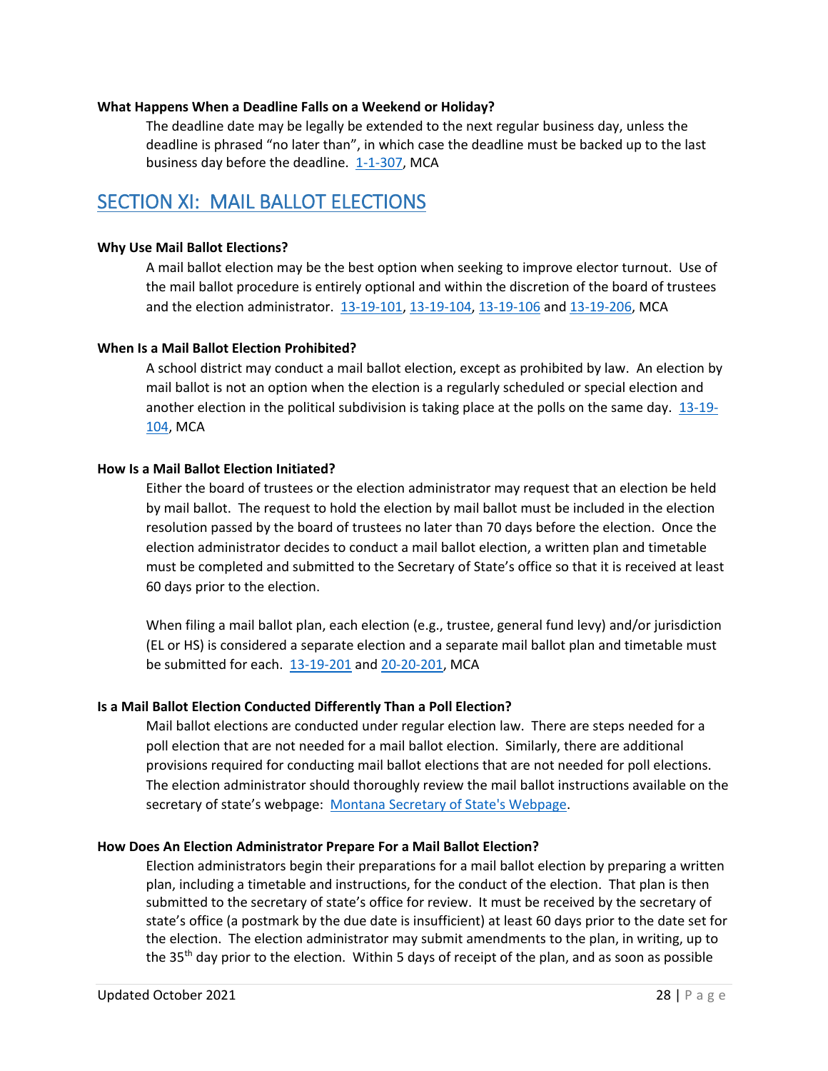### What Happens When a Deadline Falls on a Weekend or Holiday?

The deadline date may be legally be extended to the next regular business day, unless the deadline is phrased "no later than", in which case the deadline must be backed up to the last business day before the deadline. 1-1-307, MCA

## SECTION XI: MAIL BALLOT ELECTIONS

### Why Use Mail Ballot Elections?

A mail ballot election may be the best option when seeking to improve elector turnout. Use of the mail ballot procedure is entirely optional and within the discretion of the board of trustees and the election administrator. 13-19-101, 13-19-104, 13-19-106 and 13-19-206, MCA

### When Is a Mail Ballot Election Prohibited?

A school district may conduct a mail ballot election, except as prohibited by law. An election by mail ballot is not an option when the election is a regularly scheduled or special election and another election in the political subdivision is taking place at the polls on the same day. 13-19-104, MCA

### How Is a Mail Ballot Election Initiated?

Either the board of trustees or the election administrator may request that an election be held by mail ballot. The request to hold the election by mail ballot must be included in the election resolution passed by the board of trustees no later than 70 days before the election. Once the election administrator decides to conduct a mail ballot election, a written plan and timetable must be completed and submitted to the Secretary of State's office so that it is received at least 60 days prior to the election.

When filing a mail ballot plan, each election (e.g., trustee, general fund levy) and/or jurisdiction (EL or HS) is considered a separate election and a separate mail ballot plan and timetable must be submitted for each. 13-19-201 and 20-20-201, MCA

### Is a Mail Ballot Election Conducted Differently Than a Poll Election?

Mail ballot elections are conducted under regular election law. There are steps needed for a poll election that are not needed for a mail ballot election. Similarly, there are additional provisions required for conducting mail ballot elections that are not needed for poll elections. The election administrator should thoroughly review the mail ballot instructions available on the secretary of state's webpage: Montana Secretary of State's Webpage.

### How Does An Election Administrator Prepare For a Mail Ballot Election?

Election administrators begin their preparations for a mail ballot election by preparing a written plan, including a timetable and instructions, for the conduct of the election. That plan is then submitted to the secretary of state's office for review. It must be received by the secretary of state's office (a postmark by the due date is insufficient) at least 60 days prior to the date set for the election. The election administrator may submit amendments to the plan, in writing, up to the 35th day prior to the election. Within 5 days of receipt of the plan, and as soon as possible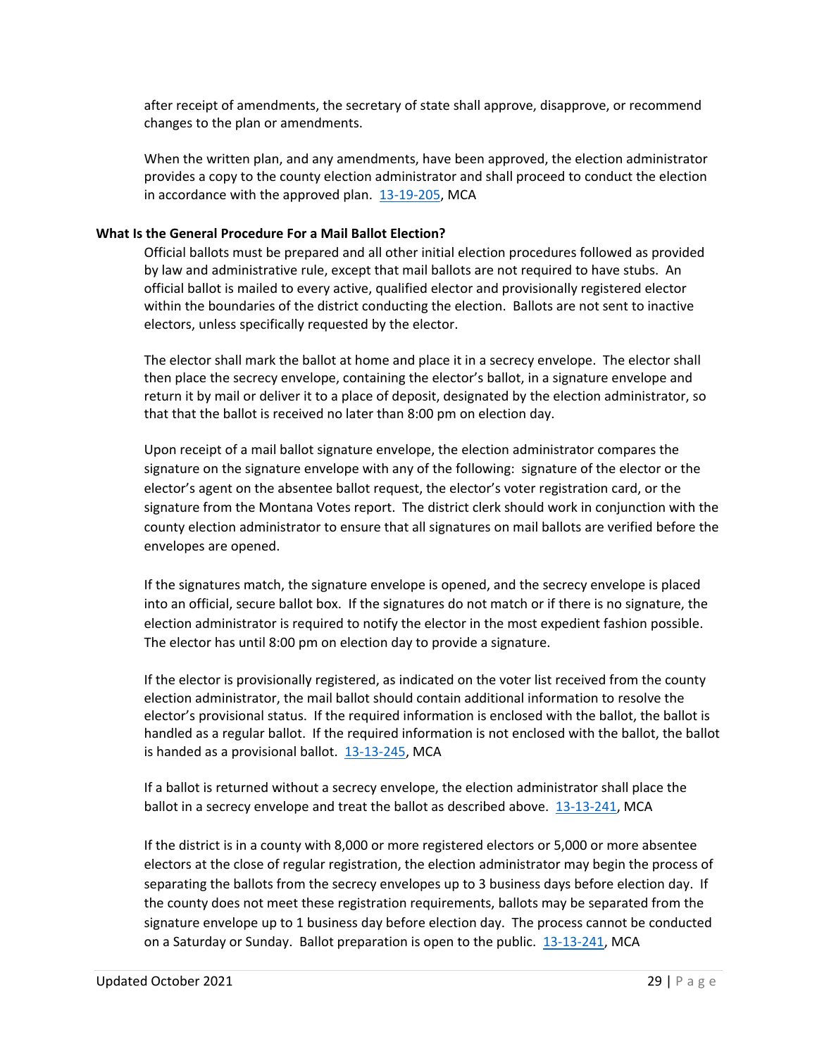after receipt of amendments, the secretary of state shall approve, disapprove, or recommend changes to the plan or amendments.

When the written plan, and any amendments, have been approved, the election administrator provides a copy to the county election administrator and shall proceed to conduct the election in accordance with the approved plan. 13-19-205, MCA

**What Is the General Procedure For a Mail Ballot Election?**

Official ballots must be prepared and all other initial election procedures followed as provided by law and administrative rule, except that mail ballots are not required to have stubs. An official ballot is mailed to every active, qualified elector and provisionally registered elector within the boundaries of the district conducting the election. Ballots are not sent to inactive electors, unless specifically requested by the elector.

The elector shall mark the ballot at home and place it in a secrecy envelope. The elector shall then place the secrecy envelope, containing the elector's ballot, in a signature envelope and return it by mail or deliver it to a place of deposit, designated by the election administrator, so that that the ballot is received no later than 8:00 pm on election day.

Upon receipt of a mail ballot signature envelope, the election administrator compares the signature on the signature envelope with any of the following: signature of the elector or the elector's agent on the absentee ballot request, the elector's voter registration card, or the signature from the Montana Votes report. The district clerk should work in conjunction with the county election administrator to ensure that all signatures on mail ballots are verified before the envelopes are opened.

If the signatures match, the signature envelope is opened, and the secrecy envelope is placed into an official, secure ballot box. If the signatures do not match or if there is no signature, the election administrator is required to notify the elector in the most expedient fashion possible. The elector has until 8:00 pm on election day to provide a signature.

If the elector is provisionally registered, as indicated on the voter list received from the county election administrator, the mail ballot should contain additional information to resolve the elector's provisional status. If the required information is enclosed with the ballot, the ballot is handled as a regular ballot. If the required information is not enclosed with the ballot, the ballot is handed as a provisional ballot. 13-13-245, MCA

If a ballot is returned without a secrecy envelope, the election administrator shall place the ballot in a secrecy envelope and treat the ballot as described above. 13-13-241, MCA

If the district is in a county with 8,000 or more registered electors or 5,000 or more absentee electors at the close of regular registration, the election administrator may begin the process of separating the ballots from the secrecy envelopes up to 3 business days before election day. If the county does not meet these registration requirements, ballots may be separated from the signature envelope up to 1 business day before election day. The process cannot be conducted on a Saturday or Sunday. Ballot preparation is open to the public. 13-13-241, MCA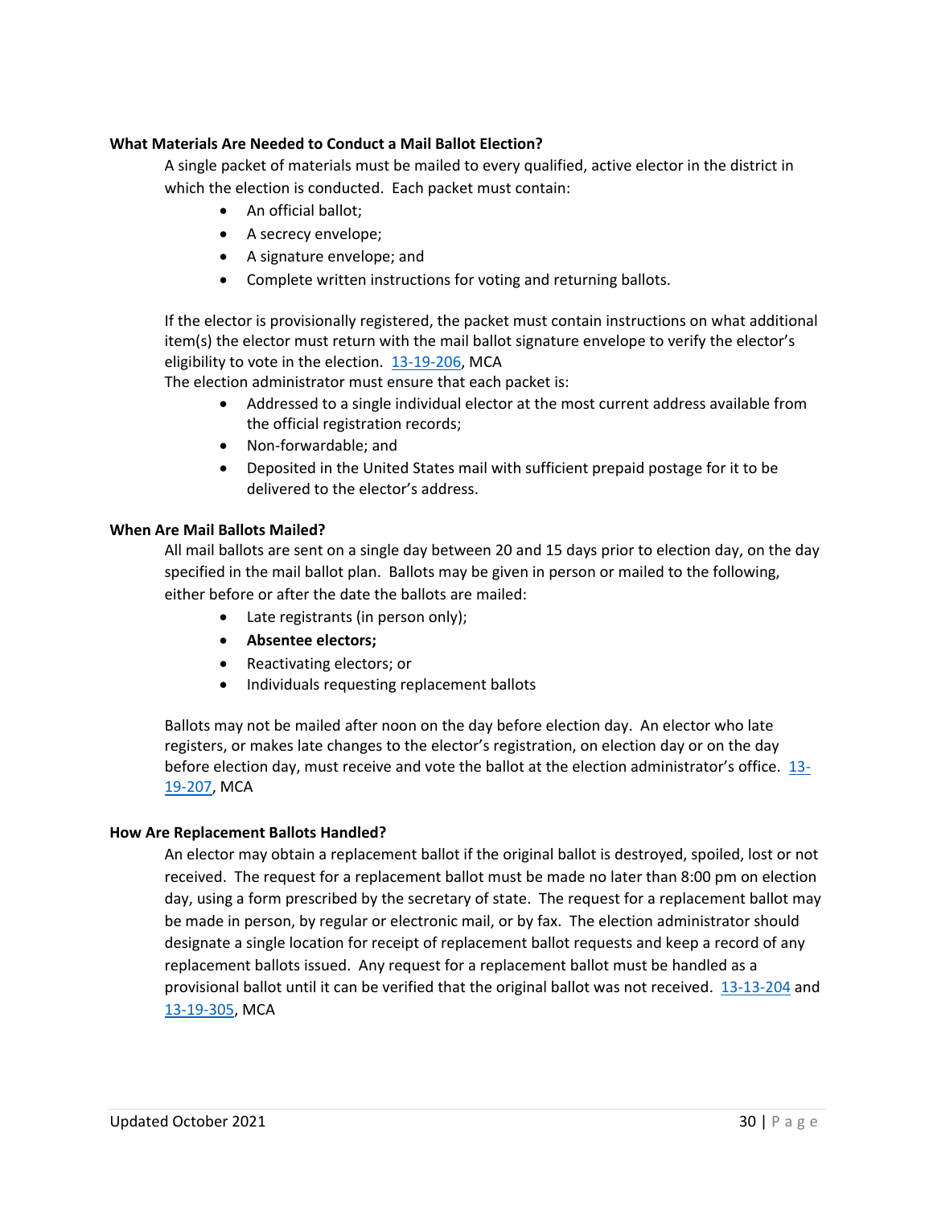### What Materials Are Needed to Conduct a Mail Ballot Election?

A single packet of materials must be mailed to every qualified, active elector in the district in which the election is conducted. Each packet must contain:

- An official ballot;
- A secrecy envelope;
- A signature envelope; and
- Complete written instructions for voting and returning ballots.

If the elector is provisionally registered, the packet must contain instructions on what additional item(s) the elector must return with the mail ballot signature envelope to verify the elector's eligibility to vote in the election. [13-19-206](), MCA

The election administrator must ensure that each packet is:

- Addressed to a single individual elector at the most current address available from the official registration records;
- Non-forwardable; and
- Deposited in the United States mail with sufficient prepaid postage for it to be delivered to the elector's address.

### When Are Mail Ballots Mailed?

All mail ballots are sent on a single day between 20 and 15 days prior to election day, on the day specified in the mail ballot plan. Ballots may be given in person or mailed to the following, either before or after the date the ballots are mailed:

- Late registrants (in person only);
- **Absentee electors;**
- Reactivating electors; or
- Individuals requesting replacement ballots

Ballots may not be mailed after noon on the day before election day. An elector who late registers, or makes late changes to the elector's registration, on election day or on the day before election day, must receive and vote the ballot at the election administrator's office. [13-19-207](), MCA

### How Are Replacement Ballots Handled?

An elector may obtain a replacement ballot if the original ballot is destroyed, spoiled, lost or not received. The request for a replacement ballot must be made no later than 8:00 pm on election day, using a form prescribed by the secretary of state. The request for a replacement ballot may be made in person, by regular or electronic mail, or by fax. The election administrator should designate a single location for receipt of replacement ballot requests and keep a record of any replacement ballots issued. Any request for a replacement ballot must be handled as a provisional ballot until it can be verified that the original ballot was not received. [13-13-204]() and [13-19-305](), MCA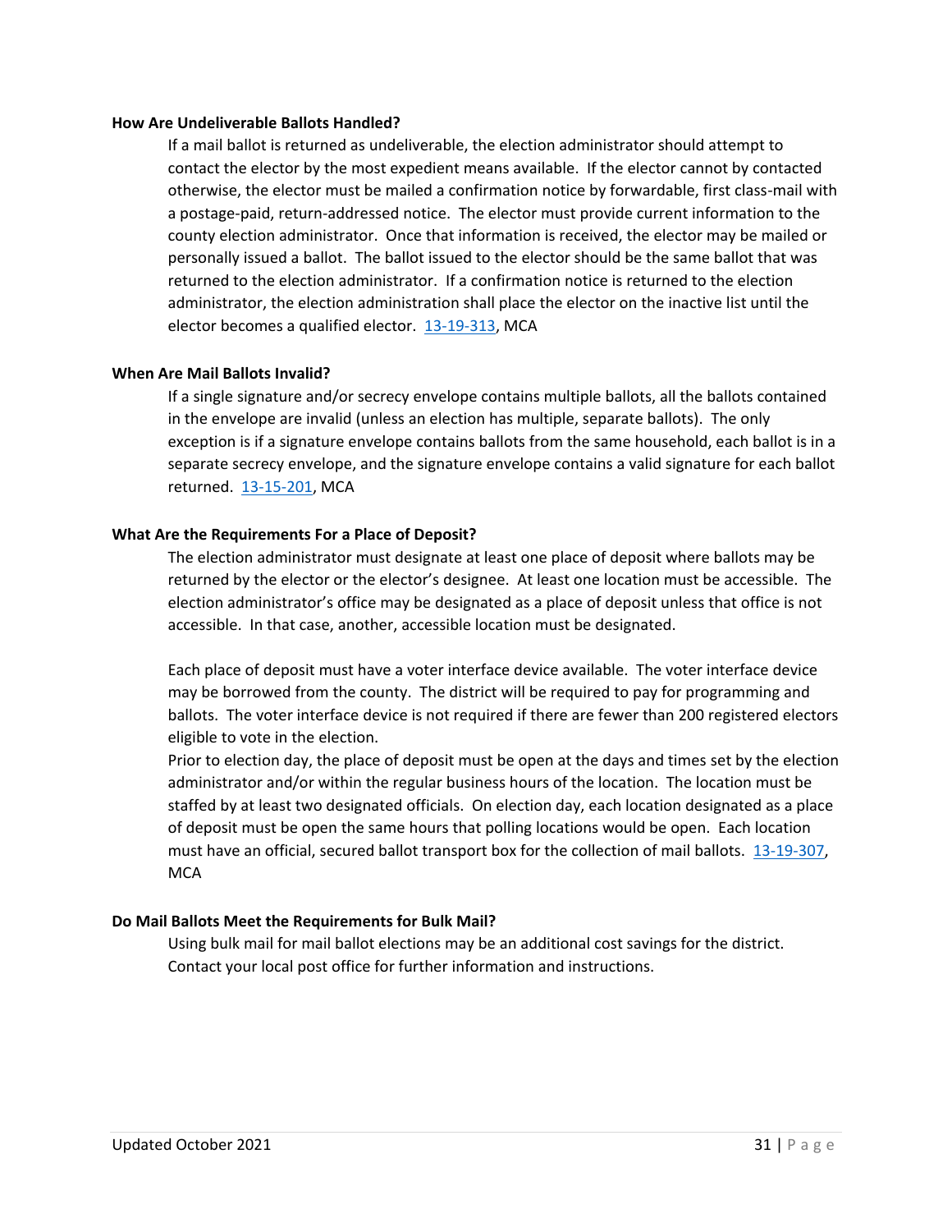### How Are Undeliverable Ballots Handled?

If a mail ballot is returned as undeliverable, the election administrator should attempt to contact the elector by the most expedient means available. If the elector cannot by contacted otherwise, the elector must be mailed a confirmation notice by forwardable, first class-mail with a postage-paid, return-addressed notice. The elector must provide current information to the county election administrator. Once that information is received, the elector may be mailed or personally issued a ballot. The ballot issued to the elector should be the same ballot that was returned to the election administrator. If a confirmation notice is returned to the election administrator, the election administration shall place the elector on the inactive list until the elector becomes a qualified elector. 13-19-313, MCA

### When Are Mail Ballots Invalid?

If a single signature and/or secrecy envelope contains multiple ballots, all the ballots contained in the envelope are invalid (unless an election has multiple, separate ballots). The only exception is if a signature envelope contains ballots from the same household, each ballot is in a separate secrecy envelope, and the signature envelope contains a valid signature for each ballot returned. 13-15-201, MCA

### What Are the Requirements For a Place of Deposit?

The election administrator must designate at least one place of deposit where ballots may be returned by the elector or the elector's designee. At least one location must be accessible. The election administrator's office may be designated as a place of deposit unless that office is not accessible. In that case, another, accessible location must be designated.

Each place of deposit must have a voter interface device available. The voter interface device may be borrowed from the county. The district will be required to pay for programming and ballots. The voter interface device is not required if there are fewer than 200 registered electors eligible to vote in the election.

Prior to election day, the place of deposit must be open at the days and times set by the election administrator and/or within the regular business hours of the location. The location must be staffed by at least two designated officials. On election day, each location designated as a place of deposit must be open the same hours that polling locations would be open. Each location must have an official, secured ballot transport box for the collection of mail ballots. 13-19-307, MCA

### Do Mail Ballots Meet the Requirements for Bulk Mail?

Using bulk mail for mail ballot elections may be an additional cost savings for the district. Contact your local post office for further information and instructions.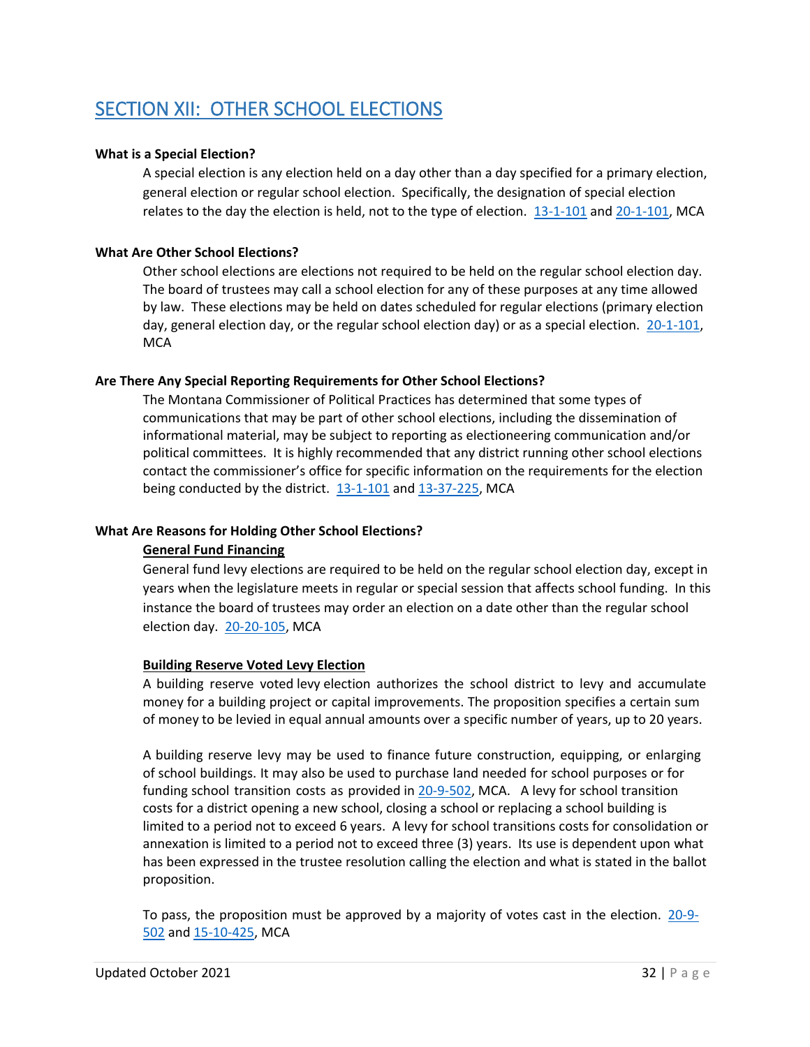# SECTION XII: OTHER SCHOOL ELECTIONS

**What is a Special Election?**

A special election is any election held on a day other than a day specified for a primary election, general election or regular school election. Specifically, the designation of special election relates to the day the election is held, not to the type of election. 13-1-101 and 20-1-101, MCA

**What Are Other School Elections?**

Other school elections are elections not required to be held on the regular school election day. The board of trustees may call a school election for any of these purposes at any time allowed by law. These elections may be held on dates scheduled for regular elections (primary election day, general election day, or the regular school election day) or as a special election. 20-1-101, MCA

**Are There Any Special Reporting Requirements for Other School Elections?**

The Montana Commissioner of Political Practices has determined that some types of communications that may be part of other school elections, including the dissemination of informational material, may be subject to reporting as electioneering communication and/or political committees. It is highly recommended that any district running other school elections contact the commissioner's office for specific information on the requirements for the election being conducted by the district. 13-1-101 and 13-37-225, MCA

**What Are Reasons for Holding Other School Elections?**

**General Fund Financing**

General fund levy elections are required to be held on the regular school election day, except in years when the legislature meets in regular or special session that affects school funding. In this instance the board of trustees may order an election on a date other than the regular school election day. 20-20-105, MCA

**Building Reserve Voted Levy Election**

A building reserve voted levy election authorizes the school district to levy and accumulate money for a building project or capital improvements. The proposition specifies a certain sum of money to be levied in equal annual amounts over a specific number of years, up to 20 years.

A building reserve levy may be used to finance future construction, equipping, or enlarging of school buildings. It may also be used to purchase land needed for school purposes or for funding school transition costs as provided in 20-9-502, MCA. A levy for school transition costs for a district opening a new school, closing a school or replacing a school building is limited to a period not to exceed 6 years. A levy for school transitions costs for consolidation or annexation is limited to a period not to exceed three (3) years. Its use is dependent upon what has been expressed in the trustee resolution calling the election and what is stated in the ballot proposition.

To pass, the proposition must be approved by a majority of votes cast in the election. 20-9-502 and 15-10-425, MCA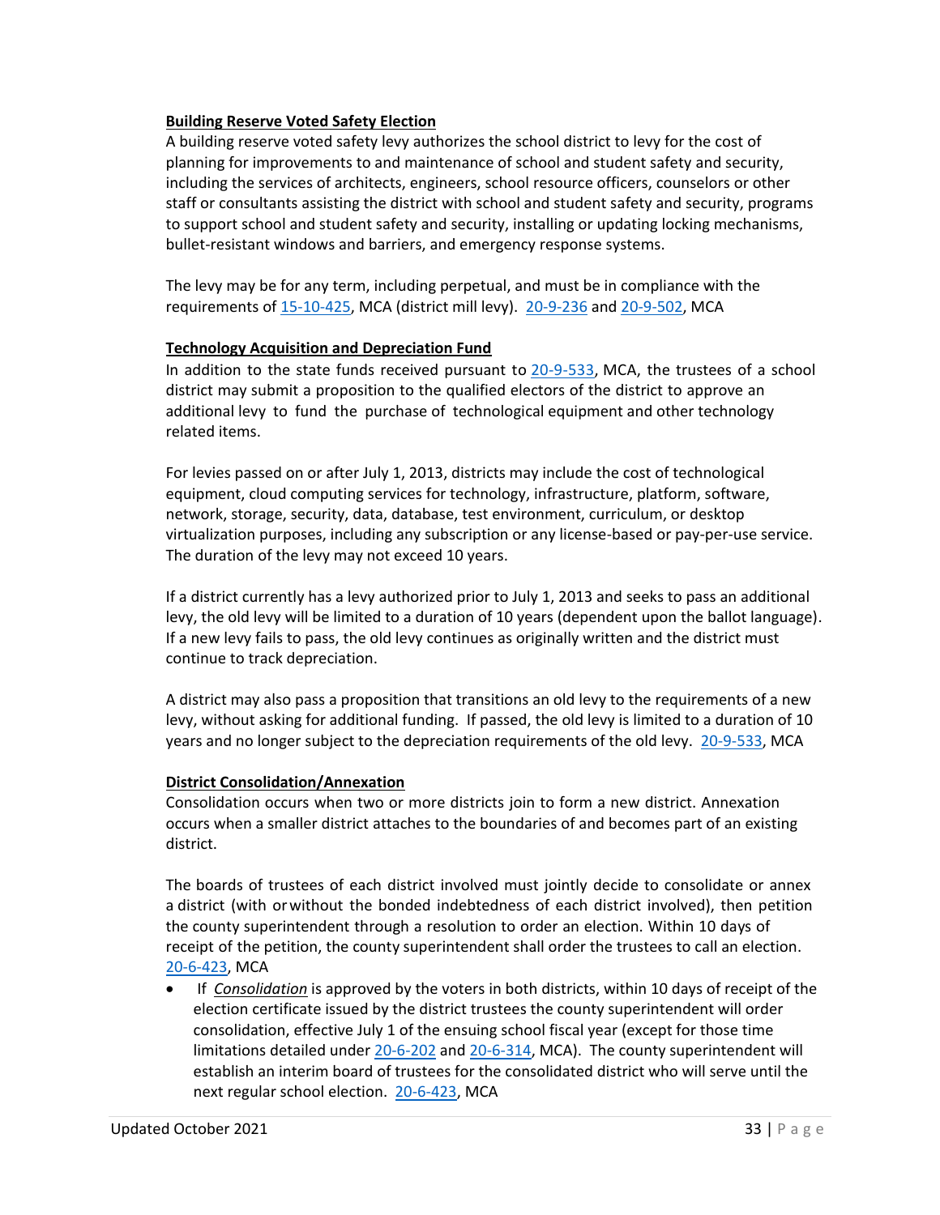**Building Reserve Voted Safety Election**

A building reserve voted safety levy authorizes the school district to levy for the cost of planning for improvements to and maintenance of school and student safety and security, including the services of architects, engineers, school resource officers, counselors or other staff or consultants assisting the district with school and student safety and security, programs to support school and student safety and security, installing or updating locking mechanisms, bullet-resistant windows and barriers, and emergency response systems.

The levy may be for any term, including perpetual, and must be in compliance with the requirements of 15-10-425, MCA (district mill levy). 20-9-236 and 20-9-502, MCA

**Technology Acquisition and Depreciation Fund**

In addition to the state funds received pursuant to 20-9-533, MCA, the trustees of a school district may submit a proposition to the qualified electors of the district to approve an additional levy to fund the purchase of technological equipment and other technology related items.

For levies passed on or after July 1, 2013, districts may include the cost of technological equipment, cloud computing services for technology, infrastructure, platform, software, network, storage, security, data, database, test environment, curriculum, or desktop virtualization purposes, including any subscription or any license-based or pay-per-use service. The duration of the levy may not exceed 10 years.

If a district currently has a levy authorized prior to July 1, 2013 and seeks to pass an additional levy, the old levy will be limited to a duration of 10 years (dependent upon the ballot language). If a new levy fails to pass, the old levy continues as originally written and the district must continue to track depreciation.

A district may also pass a proposition that transitions an old levy to the requirements of a new levy, without asking for additional funding. If passed, the old levy is limited to a duration of 10 years and no longer subject to the depreciation requirements of the old levy. 20-9-533, MCA

**District Consolidation/Annexation**

Consolidation occurs when two or more districts join to form a new district. Annexation occurs when a smaller district attaches to the boundaries of and becomes part of an existing district.

The boards of trustees of each district involved must jointly decide to consolidate or annex a district (with or without the bonded indebtedness of each district involved), then petition the county superintendent through a resolution to order an election. Within 10 days of receipt of the petition, the county superintendent shall order the trustees to call an election. 20-6-423, MCA

- If *Consolidation* is approved by the voters in both districts, within 10 days of receipt of the election certificate issued by the district trustees the county superintendent will order consolidation, effective July 1 of the ensuing school fiscal year (except for those time limitations detailed under 20-6-202 and 20-6-314, MCA). The county superintendent will establish an interim board of trustees for the consolidated district who will serve until the next regular school election. 20-6-423, MCA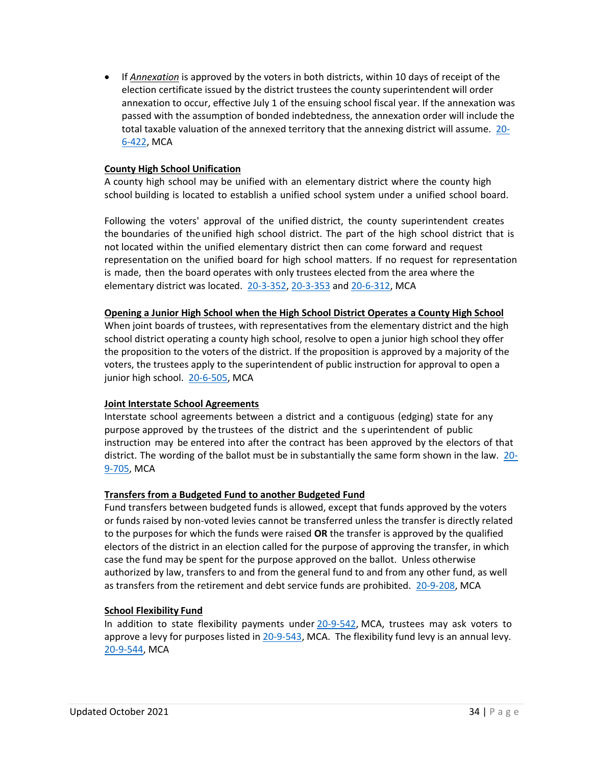- If *Annexation* is approved by the voters in both districts, within 10 days of receipt of the election certificate issued by the district trustees the county superintendent will order annexation to occur, effective July 1 of the ensuing school fiscal year. If the annexation was passed with the assumption of bonded indebtedness, the annexation order will include the total taxable valuation of the annexed territory that the annexing district will assume. 20-6-422, MCA

**County High School Unification**

A county high school may be unified with an elementary district where the county high school building is located to establish a unified school system under a unified school board.

Following the voters' approval of the unified district, the county superintendent creates the boundaries of the unified high school district. The part of the high school district that is not located within the unified elementary district then can come forward and request representation on the unified board for high school matters. If no request for representation is made, then the board operates with only trustees elected from the area where the elementary district was located. 20-3-352, 20-3-353 and 20-6-312, MCA

**Opening a Junior High School when the High School District Operates a County High School**

When joint boards of trustees, with representatives from the elementary district and the high school district operating a county high school, resolve to open a junior high school they offer the proposition to the voters of the district. If the proposition is approved by a majority of the voters, the trustees apply to the superintendent of public instruction for approval to open a junior high school. 20-6-505, MCA

**Joint Interstate School Agreements**

Interstate school agreements between a district and a contiguous (edging) state for any purpose approved by the trustees of the district and the superintendent of public instruction may be entered into after the contract has been approved by the electors of that district. The wording of the ballot must be in substantially the same form shown in the law. 20-9-705, MCA

**Transfers from a Budgeted Fund to another Budgeted Fund**

Fund transfers between budgeted funds is allowed, except that funds approved by the voters or funds raised by non-voted levies cannot be transferred unless the transfer is directly related to the purposes for which the funds were raised **OR** the transfer is approved by the qualified electors of the district in an election called for the purpose of approving the transfer, in which case the fund may be spent for the purpose approved on the ballot. Unless otherwise authorized by law, transfers to and from the general fund to and from any other fund, as well as transfers from the retirement and debt service funds are prohibited. 20-9-208, MCA

**School Flexibility Fund**

In addition to state flexibility payments under 20-9-542, MCA, trustees may ask voters to approve a levy for purposes listed in 20-9-543, MCA. The flexibility fund levy is an annual levy. 20-9-544, MCA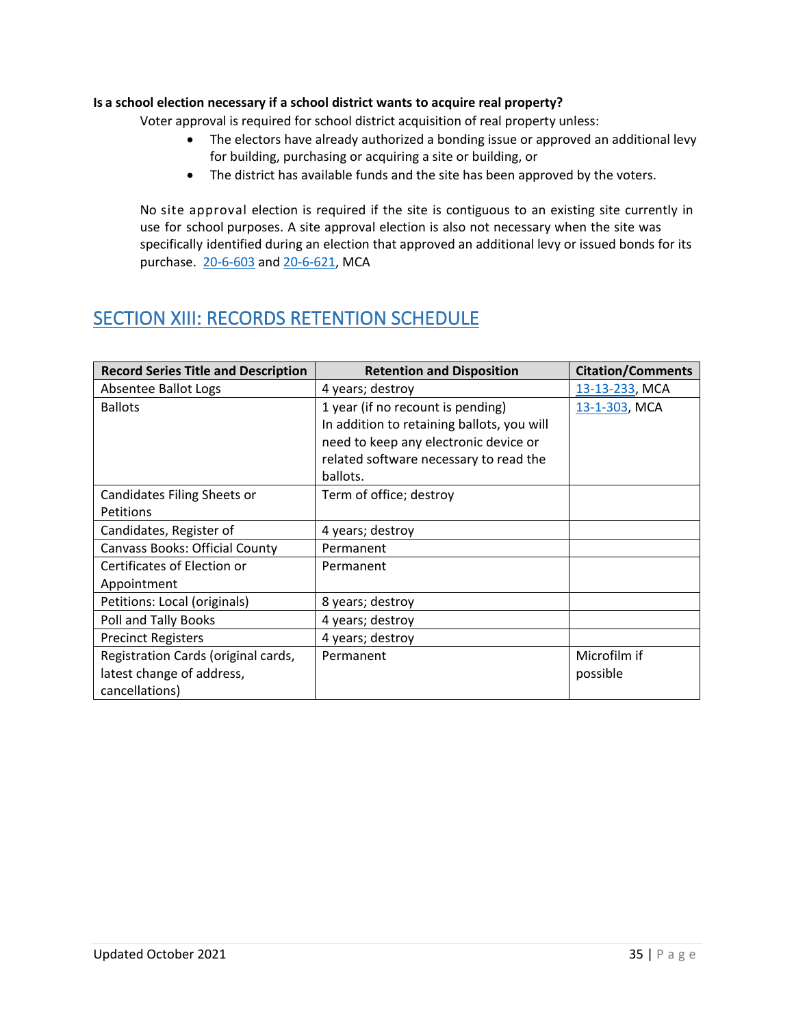**Is a school election necessary if a school district wants to acquire real property?**

Voter approval is required for school district acquisition of real property unless:

- The electors have already authorized a bonding issue or approved an additional levy for building, purchasing or acquiring a site or building, or
- The district has available funds and the site has been approved by the voters.

No site approval election is required if the site is contiguous to an existing site currently in use for school purposes. A site approval election is also not necessary when the site was specifically identified during an election that approved an additional levy or issued bonds for its purchase. 20-6-603 and 20-6-621, MCA

## SECTION XIII: RECORDS RETENTION SCHEDULE

| Record Series Title and Description | Retention and Disposition | Citation/Comments |
|---|---|---|
| Absentee Ballot Logs | 4 years; destroy | 13-13-233, MCA |
| Ballots | 1 year (if no recount is pending) In addition to retaining ballots, you will need to keep any electronic device or related software necessary to read the ballots. | 13-1-303, MCA |
| Candidates Filing Sheets or Petitions | Term of office; destroy | |
| Candidates, Register of | 4 years; destroy | |
| Canvass Books: Official County | Permanent | |
| Certificates of Election or Appointment | Permanent | |
| Petitions: Local (originals) | 8 years; destroy | |
| Poll and Tally Books | 4 years; destroy | |
| Precinct Registers | 4 years; destroy | |
| Registration Cards (original cards, latest change of address, cancellations) | Permanent | Microfilm if possible |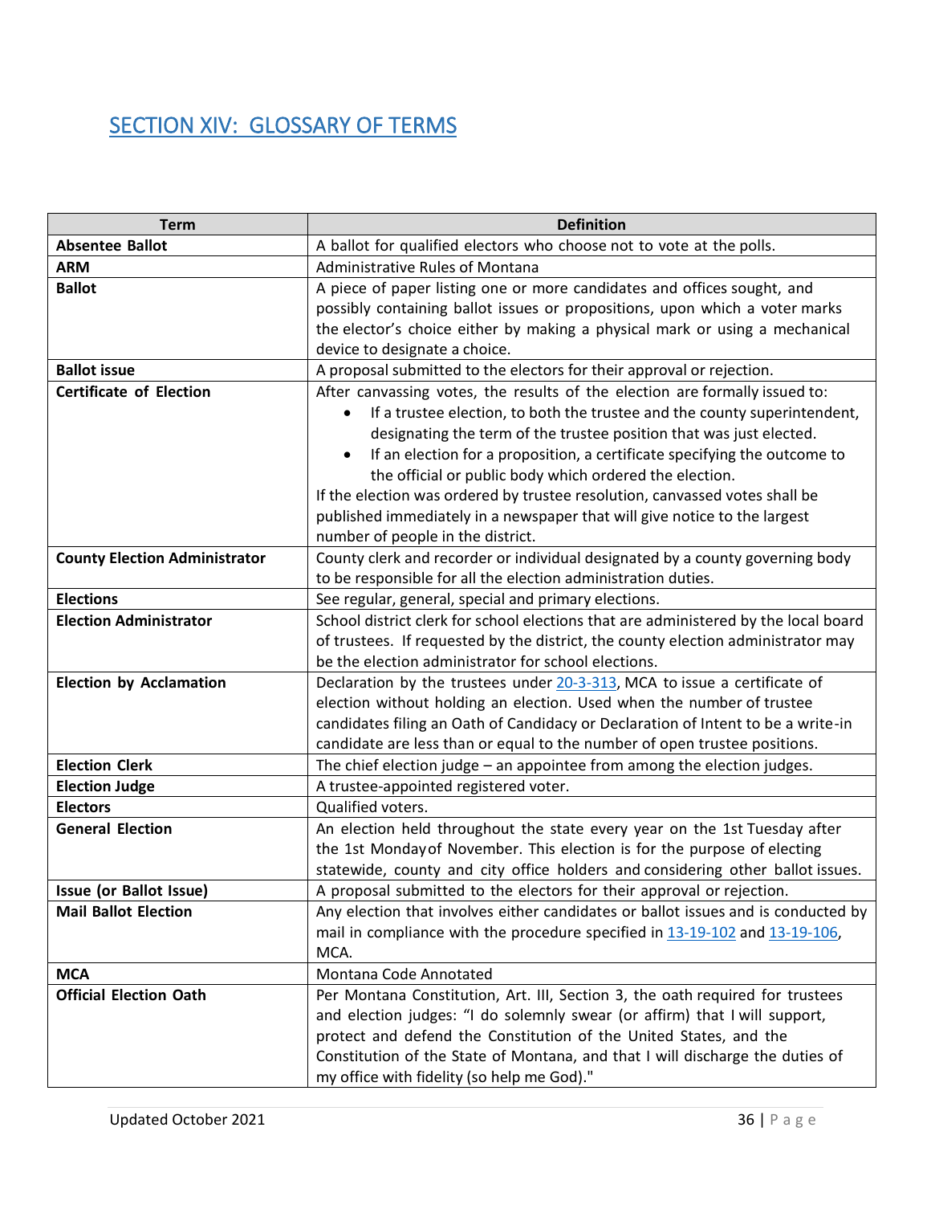## SECTION XIV: GLOSSARY OF TERMS

| Term | Definition |
|---|---|
| **Absentee Ballot** | A ballot for qualified electors who choose not to vote at the polls. |
| **ARM** | Administrative Rules of Montana |
| **Ballot** | A piece of paper listing one or more candidates and offices sought, and possibly containing ballot issues or propositions, upon which a voter marks the elector's choice either by making a physical mark or using a mechanical device to designate a choice. |
| **Ballot issue** | A proposal submitted to the electors for their approval or rejection. |
| **Certificate of Election** | After canvassing votes, the results of the election are formally issued to:<br>• If a trustee election, to both the trustee and the county superintendent, designating the term of the trustee position that was just elected.<br>• If an election for a proposition, a certificate specifying the outcome to the official or public body which ordered the election.<br>If the election was ordered by trustee resolution, canvassed votes shall be published immediately in a newspaper that will give notice to the largest number of people in the district. |
| **County Election Administrator** | County clerk and recorder or individual designated by a county governing body to be responsible for all the election administration duties. |
| **Elections** | See regular, general, special and primary elections. |
| **Election Administrator** | School district clerk for school elections that are administered by the local board of trustees. If requested by the district, the county election administrator may be the election administrator for school elections. |
| **Election by Acclamation** | Declaration by the trustees under 20-3-313, MCA to issue a certificate of election without holding an election. Used when the number of trustee candidates filing an Oath of Candidacy or Declaration of Intent to be a write-in candidate are less than or equal to the number of open trustee positions. |
| **Election Clerk** | The chief election judge – an appointee from among the election judges. |
| **Election Judge** | A trustee-appointed registered voter. |
| **Electors** | Qualified voters. |
| **General Election** | An election held throughout the state every year on the 1st Tuesday after the 1st Monday of November. This election is for the purpose of electing statewide, county and city office holders and considering other ballot issues. |
| **Issue (or Ballot Issue)** | A proposal submitted to the electors for their approval or rejection. |
| **Mail Ballot Election** | Any election that involves either candidates or ballot issues and is conducted by mail in compliance with the procedure specified in 13-19-102 and 13-19-106, MCA. |
| **MCA** | Montana Code Annotated |
| **Official Election Oath** | Per Montana Constitution, Art. III, Section 3, the oath required for trustees and election judges: "I do solemnly swear (or affirm) that I will support, protect and defend the Constitution of the United States, and the Constitution of the State of Montana, and that I will discharge the duties of my office with fidelity (so help me God)." |

Updated October 2021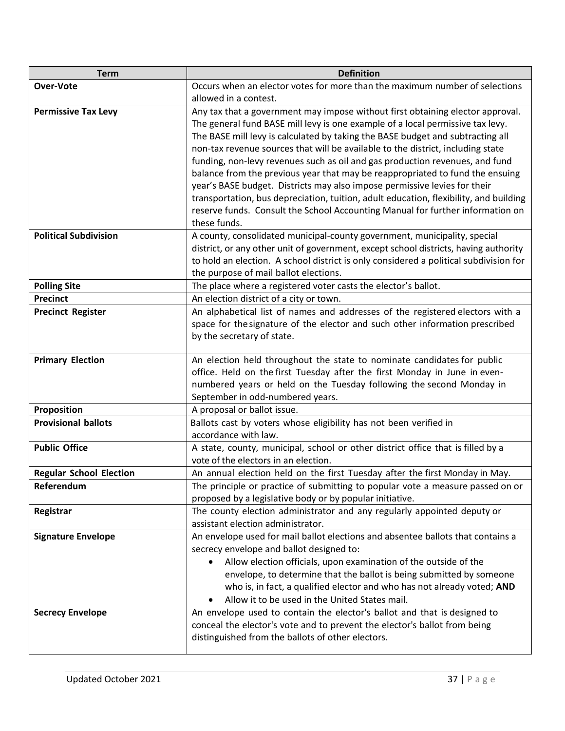| Term | Definition |
| --- | --- |
| **Over-Vote** | Occurs when an elector votes for more than the maximum number of selections allowed in a contest. |
| **Permissive Tax Levy** | Any tax that a government may impose without first obtaining elector approval. The general fund BASE mill levy is one example of a local permissive tax levy. The BASE mill levy is calculated by taking the BASE budget and subtracting all non-tax revenue sources that will be available to the district, including state funding, non-levy revenues such as oil and gas production revenues, and fund balance from the previous year that may be reappropriated to fund the ensuing year's BASE budget. Districts may also impose permissive levies for their transportation, bus depreciation, tuition, adult education, flexibility, and building reserve funds. Consult the School Accounting Manual for further information on these funds. |
| **Political Subdivision** | A county, consolidated municipal-county government, municipality, special district, or any other unit of government, except school districts, having authority to hold an election. A school district is only considered a political subdivision for the purpose of mail ballot elections. |
| **Polling Site** | The place where a registered voter casts the elector's ballot. |
| **Precinct** | An election district of a city or town. |
| **Precinct Register** | An alphabetical list of names and addresses of the registered electors with a space for the signature of the elector and such other information prescribed by the secretary of state. |
| **Primary Election** | An election held throughout the state to nominate candidates for public office. Held on the first Tuesday after the first Monday in June in even-numbered years or held on the Tuesday following the second Monday in September in odd-numbered years. |
| **Proposition** | A proposal or ballot issue. |
| **Provisional ballots** | Ballots cast by voters whose eligibility has not been verified in accordance with law. |
| **Public Office** | A state, county, municipal, school or other district office that is filled by a vote of the electors in an election. |
| **Regular School Election** | An annual election held on the first Tuesday after the first Monday in May. |
| **Referendum** | The principle or practice of submitting to popular vote a measure passed on or proposed by a legislative body or by popular initiative. |
| **Registrar** | The county election administrator and any regularly appointed deputy or assistant election administrator. |
| **Signature Envelope** | An envelope used for mail ballot elections and absentee ballots that contains a secrecy envelope and ballot designed to:<br>• Allow election officials, upon examination of the outside of the envelope, to determine that the ballot is being submitted by someone who is, in fact, a qualified elector and who has not already voted; **AND**<br>• Allow it to be used in the United States mail. |
| **Secrecy Envelope** | An envelope used to contain the elector's ballot and that is designed to conceal the elector's vote and to prevent the elector's ballot from being distinguished from the ballots of other electors. |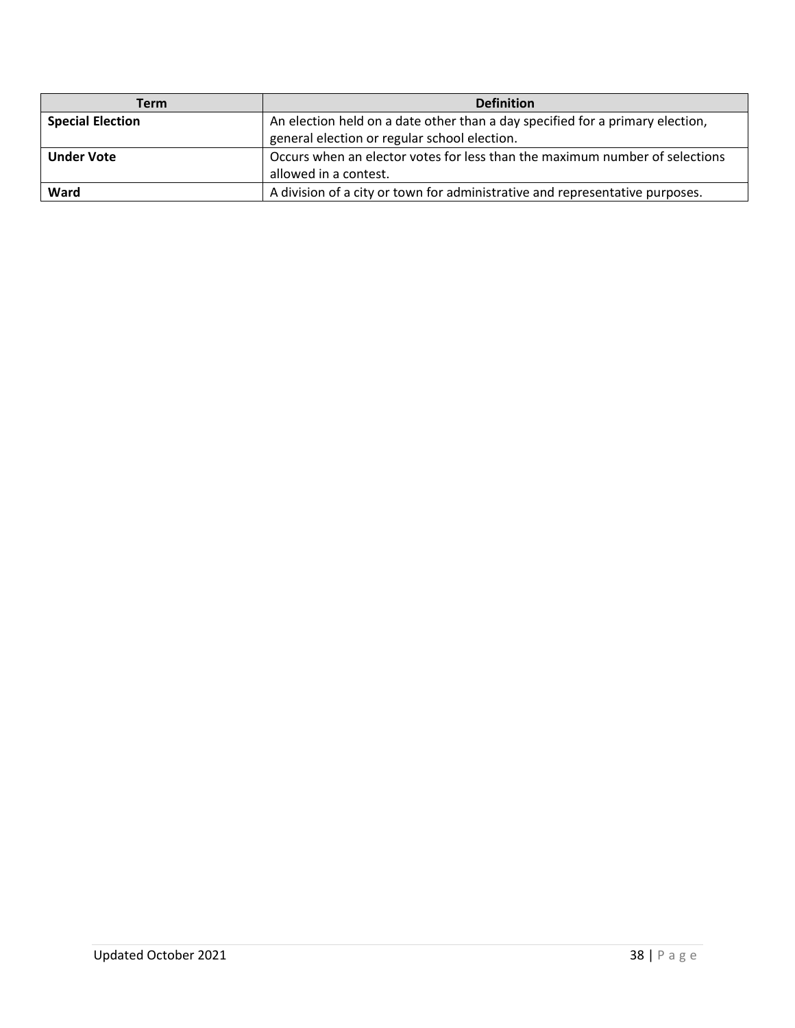| Term | Definition |
| --- | --- |
| **Special Election** | An election held on a date other than a day specified for a primary election, general election or regular school election. |
| **Under Vote** | Occurs when an elector votes for less than the maximum number of selections allowed in a contest. |
| **Ward** | A division of a city or town for administrative and representative purposes. |